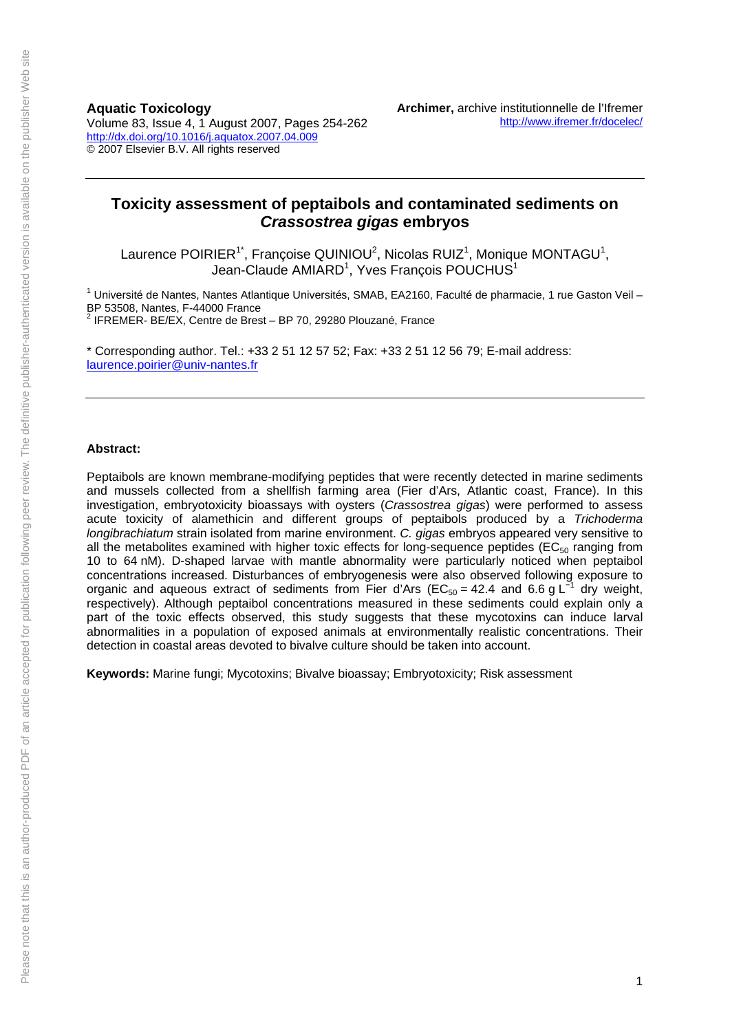**Aquatic Toxicology**
Volume 83, Issue 4, 1 August 2007, Pages 254-262
http://dx.doi.org/10.1016/j.aquatox.2007.04.009
© 2007 Elsevier B.V. All rights reserved

**Archimer,** archive institutionnelle de l'Ifremer
http://www.ifremer.fr/docelec/

# Toxicity assessment of peptaibols and contaminated sediments on *Crassostrea gigas* embryos

Laurence POIRIER[1*], Françoise QUINIOU[2], Nicolas RUIZ[1], Monique MONTAGU[1], Jean-Claude AMIARD[1], Yves François POUCHUS[1]

[1] Université de Nantes, Nantes Atlantique Universités, SMAB, EA2160, Faculté de pharmacie, 1 rue Gaston Veil – BP 53508, Nantes, F-44000 France
[2] IFREMER- BE/EX, Centre de Brest – BP 70, 29280 Plouzané, France

\* Corresponding author. Tel.: +33 2 51 12 57 52; Fax: +33 2 51 12 56 79; E-mail address: laurence.poirier@univ-nantes.fr

---

**Abstract:**

Peptaibols are known membrane-modifying peptides that were recently detected in marine sediments and mussels collected from a shellfish farming area (Fier d'Ars, Atlantic coast, France). In this investigation, embryotoxicity bioassays with oysters (*Crassostrea gigas*) were performed to assess acute toxicity of alamethicin and different groups of peptaibols produced by a *Trichoderma longibrachiatum* strain isolated from marine environment. *C. gigas* embryos appeared very sensitive to all the metabolites examined with higher toxic effects for long-sequence peptides ($EC_{50}$ ranging from 10 to 64 nM). D-shaped larvae with mantle abnormality were particularly noticed when peptaibol concentrations increased. Disturbances of embryogenesis were also observed following exposure to organic and aqueous extract of sediments from Fier d'Ars ($EC_{50}$ = 42.4 and 6.6 g $L^{-1}$ dry weight, respectively). Although peptaibol concentrations measured in these sediments could explain only a part of the toxic effects observed, this study suggests that these mycotoxins can induce larval abnormalities in a population of exposed animals at environmentally realistic concentrations. Their detection in coastal areas devoted to bivalve culture should be taken into account.

**Keywords:** Marine fungi; Mycotoxins; Bivalve bioassay; Embryotoxicity; Risk assessment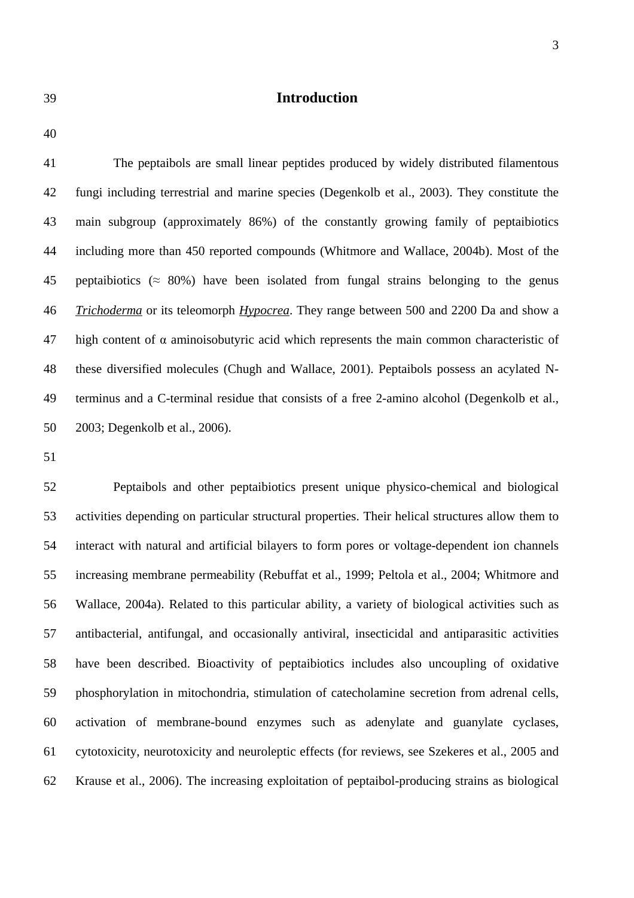# Introduction

The peptaibols are small linear peptides produced by widely distributed filamentous fungi including terrestrial and marine species (Degenkolb et al., 2003). They constitute the main subgroup (approximately 86%) of the constantly growing family of peptaibiotics including more than 450 reported compounds (Whitmore and Wallace, 2004b). Most of the peptaibiotics (≈ 80%) have been isolated from fungal strains belonging to the genus *Trichoderma* or its teleomorph *Hypocrea*. They range between 500 and 2200 Da and show a high content of α aminoisobutyric acid which represents the main common characteristic of these diversified molecules (Chugh and Wallace, 2001). Peptaibols possess an acylated N-terminus and a C-terminal residue that consists of a free 2-amino alcohol (Degenkolb et al., 2003; Degenkolb et al., 2006).

Peptaibols and other peptaibiotics present unique physico-chemical and biological activities depending on particular structural properties. Their helical structures allow them to interact with natural and artificial bilayers to form pores or voltage-dependent ion channels increasing membrane permeability (Rebuffat et al., 1999; Peltola et al., 2004; Whitmore and Wallace, 2004a). Related to this particular ability, a variety of biological activities such as antibacterial, antifungal, and occasionally antiviral, insecticidal and antiparasitic activities have been described. Bioactivity of peptaibiotics includes also uncoupling of oxidative phosphorylation in mitochondria, stimulation of catecholamine secretion from adrenal cells, activation of membrane-bound enzymes such as adenylate and guanylate cyclases, cytotoxicity, neurotoxicity and neuroleptic effects (for reviews, see Szekeres et al., 2005 and Krause et al., 2006). The increasing exploitation of peptaibol-producing strains as biological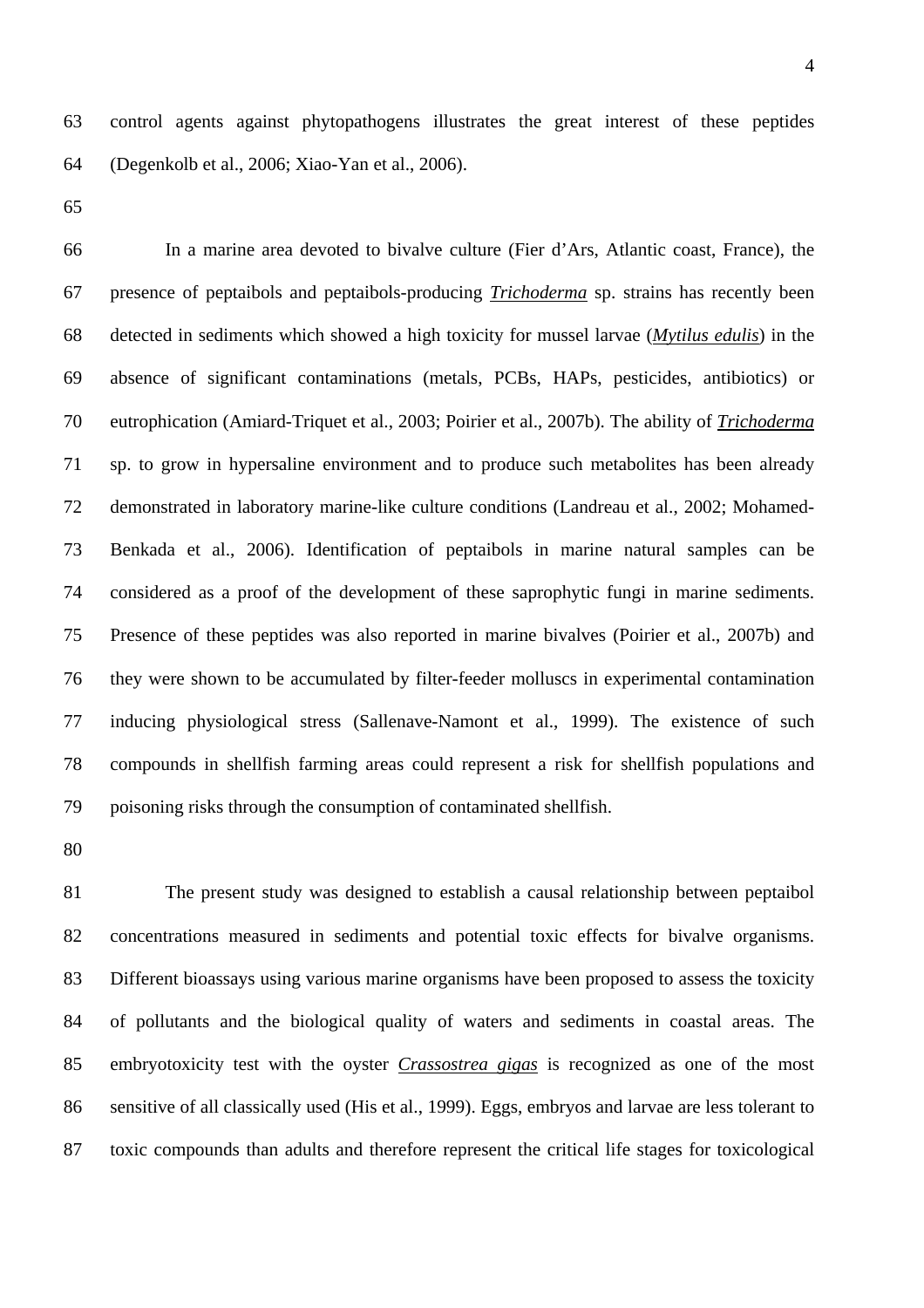control agents against phytopathogens illustrates the great interest of these peptides (Degenkolb et al., 2006; Xiao-Yan et al., 2006).

In a marine area devoted to bivalve culture (Fier d'Ars, Atlantic coast, France), the presence of peptaibols and peptaibols-producing *Trichoderma* sp. strains has recently been detected in sediments which showed a high toxicity for mussel larvae (*Mytilus edulis*) in the absence of significant contaminations (metals, PCBs, HAPs, pesticides, antibiotics) or eutrophication (Amiard-Triquet et al., 2003; Poirier et al., 2007b). The ability of *Trichoderma* sp. to grow in hypersaline environment and to produce such metabolites has been already demonstrated in laboratory marine-like culture conditions (Landreau et al., 2002; Mohamed-Benkada et al., 2006). Identification of peptaibols in marine natural samples can be considered as a proof of the development of these saprophytic fungi in marine sediments. Presence of these peptides was also reported in marine bivalves (Poirier et al., 2007b) and they were shown to be accumulated by filter-feeder molluscs in experimental contamination inducing physiological stress (Sallenave-Namont et al., 1999). The existence of such compounds in shellfish farming areas could represent a risk for shellfish populations and poisoning risks through the consumption of contaminated shellfish.

The present study was designed to establish a causal relationship between peptaibol concentrations measured in sediments and potential toxic effects for bivalve organisms. Different bioassays using various marine organisms have been proposed to assess the toxicity of pollutants and the biological quality of waters and sediments in coastal areas. The embryotoxicity test with the oyster *Crassostrea gigas* is recognized as one of the most sensitive of all classically used (His et al., 1999). Eggs, embryos and larvae are less tolerant to toxic compounds than adults and therefore represent the critical life stages for toxicological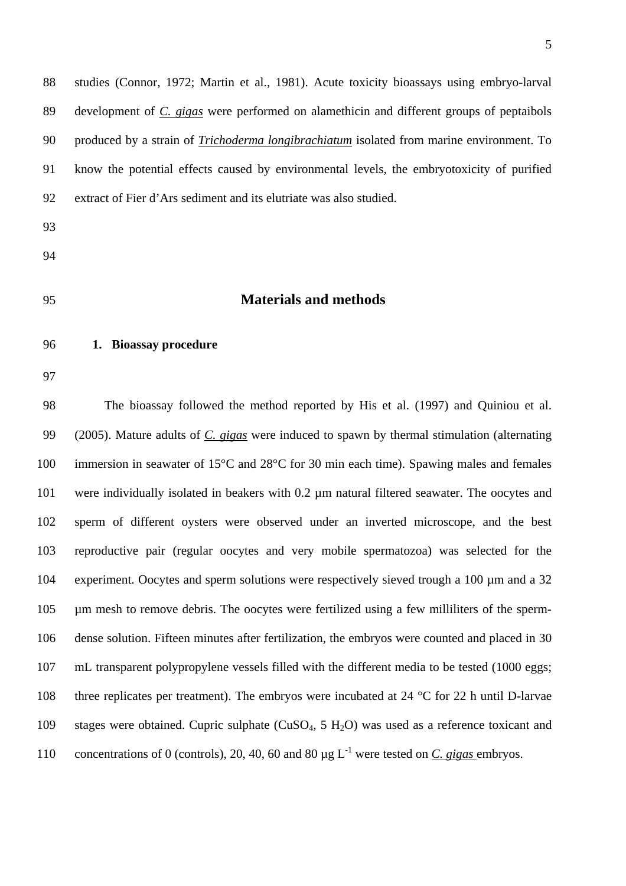studies (Connor, 1972; Martin et al., 1981). Acute toxicity bioassays using embryo-larval development of *C. gigas* were performed on alamethicin and different groups of peptaibols produced by a strain of *Trichoderma longibrachiatum* isolated from marine environment. To know the potential effects caused by environmental levels, the embryotoxicity of purified extract of Fier d'Ars sediment and its elutriate was also studied.

## Materials and methods

### 1. Bioassay procedure

The bioassay followed the method reported by His et al. (1997) and Quiniou et al. (2005). Mature adults of *C. gigas* were induced to spawn by thermal stimulation (alternating immersion in seawater of 15°C and 28°C for 30 min each time). Spawing males and females were individually isolated in beakers with 0.2 µm natural filtered seawater. The oocytes and sperm of different oysters were observed under an inverted microscope, and the best reproductive pair (regular oocytes and very mobile spermatozoa) was selected for the experiment. Oocytes and sperm solutions were respectively sieved trough a 100 µm and a 32 µm mesh to remove debris. The oocytes were fertilized using a few milliliters of the sperm-dense solution. Fifteen minutes after fertilization, the embryos were counted and placed in 30 mL transparent polypropylene vessels filled with the different media to be tested (1000 eggs; three replicates per treatment). The embryos were incubated at 24 °C for 22 h until D-larvae stages were obtained. Cupric sulphate ($CuSO_4$, 5 $H_2O$) was used as a reference toxicant and concentrations of 0 (controls), 20, 40, 60 and 80 µg $L^{-1}$ were tested on *C. gigas* embryos.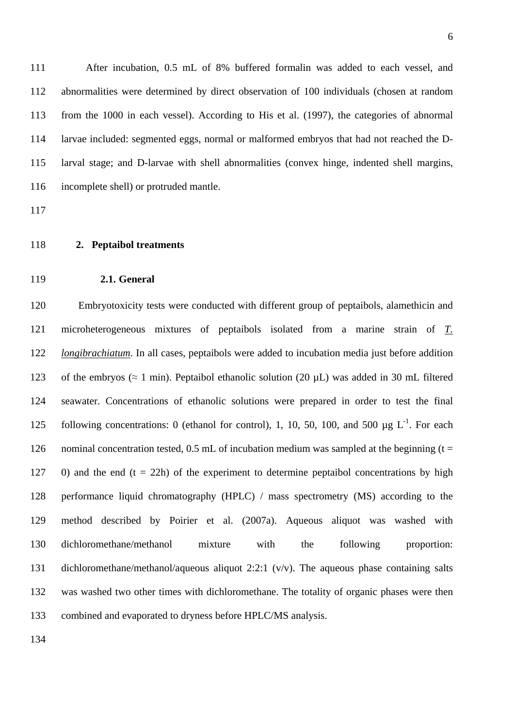After incubation, 0.5 mL of 8% buffered formalin was added to each vessel, and abnormalities were determined by direct observation of 100 individuals (chosen at random from the 1000 in each vessel). According to His et al. (1997), the categories of abnormal larvae included: segmented eggs, normal or malformed embryos that had not reached the D-larval stage; and D-larvae with shell abnormalities (convex hinge, indented shell margins, incomplete shell) or protruded mantle.

## 2. Peptaibol treatments

### 2.1. General

Embryotoxicity tests were conducted with different group of peptaibols, alamethicin and microheterogeneous mixtures of peptaibols isolated from a marine strain of *T. longibrachiatum*. In all cases, peptaibols were added to incubation media just before addition of the embryos (≈ 1 min). Peptaibol ethanolic solution (20 µL) was added in 30 mL filtered seawater. Concentrations of ethanolic solutions were prepared in order to test the final following concentrations: 0 (ethanol for control), 1, 10, 50, 100, and 500 µg $L^{-1}$. For each nominal concentration tested, 0.5 mL of incubation medium was sampled at the beginning ($t = 0$) and the end ($t = 22h$) of the experiment to determine peptaibol concentrations by high performance liquid chromatography (HPLC) / mass spectrometry (MS) according to the method described by Poirier et al. (2007a). Aqueous aliquot was washed with dichloromethane/methanol mixture with the following proportion: dichloromethane/methanol/aqueous aliquot 2:2:1 (v/v). The aqueous phase containing salts was washed two other times with dichloromethane. The totality of organic phases were then combined and evaporated to dryness before HPLC/MS analysis.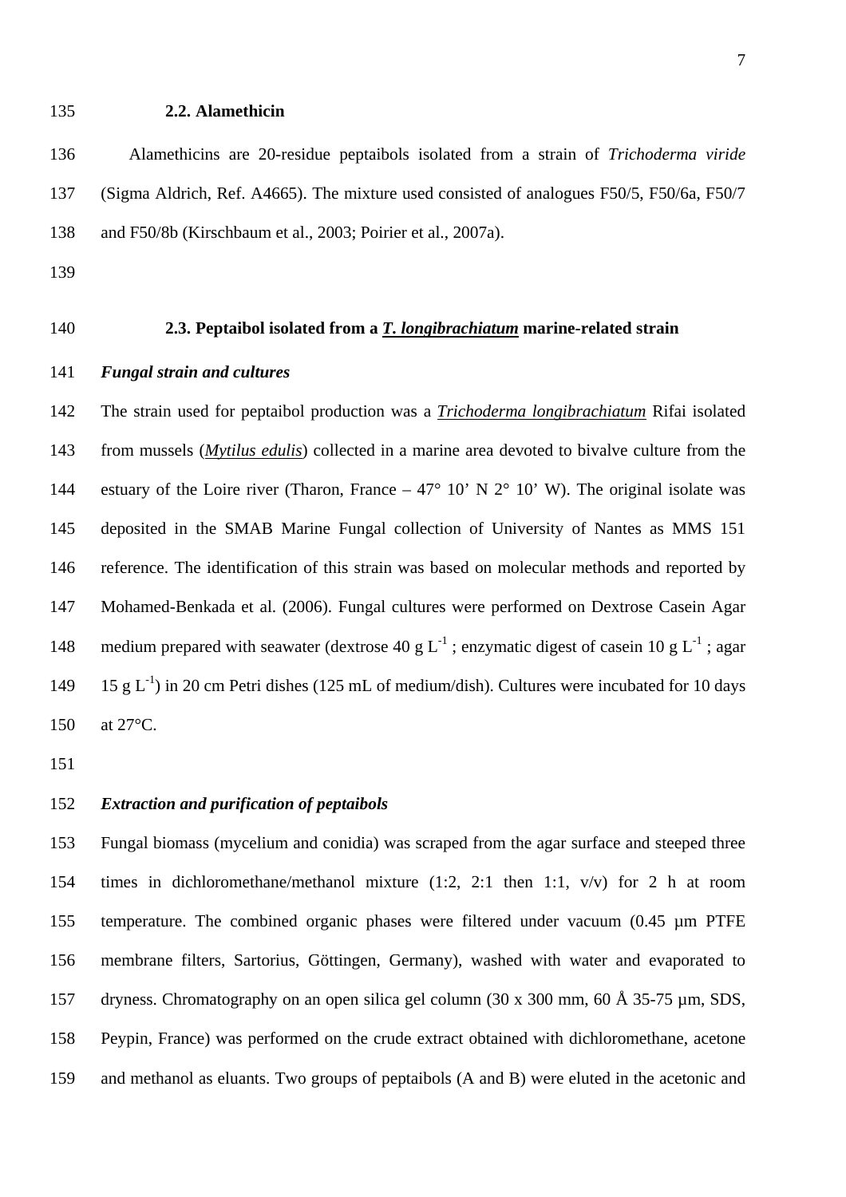### 2.2. Alamethicin

Alamethicins are 20-residue peptaibols isolated from a strain of *Trichoderma viride* (Sigma Aldrich, Ref. A4665). The mixture used consisted of analogues F50/5, F50/6a, F50/7 and F50/8b (Kirschbaum et al., 2003; Poirier et al., 2007a).

### 2.3. Peptaibol isolated from a *T. longibrachiatum* marine-related strain

***Fungal strain and cultures***

The strain used for peptaibol production was a *Trichoderma longibrachiatum* Rifai isolated from mussels (*Mytilus edulis*) collected in a marine area devoted to bivalve culture from the estuary of the Loire river (Tharon, France – 47° 10’ N 2° 10’ W). The original isolate was deposited in the SMAB Marine Fungal collection of University of Nantes as MMS 151 reference. The identification of this strain was based on molecular methods and reported by Mohamed-Benkada et al. (2006). Fungal cultures were performed on Dextrose Casein Agar medium prepared with seawater (dextrose 40 g $L^{-1}$ ; enzymatic digest of casein 10 g $L^{-1}$ ; agar 15 g $L^{-1}$) in 20 cm Petri dishes (125 mL of medium/dish). Cultures were incubated for 10 days at 27°C.

***Extraction and purification of peptaibols***

Fungal biomass (mycelium and conidia) was scraped from the agar surface and steeped three times in dichloromethane/methanol mixture (1:2, 2:1 then 1:1, v/v) for 2 h at room temperature. The combined organic phases were filtered under vacuum (0.45 µm PTFE membrane filters, Sartorius, Göttingen, Germany), washed with water and evaporated to dryness. Chromatography on an open silica gel column (30 x 300 mm, 60 Å 35-75 µm, SDS, Peypin, France) was performed on the crude extract obtained with dichloromethane, acetone and methanol as eluants. Two groups of peptaibols (A and B) were eluted in the acetonic and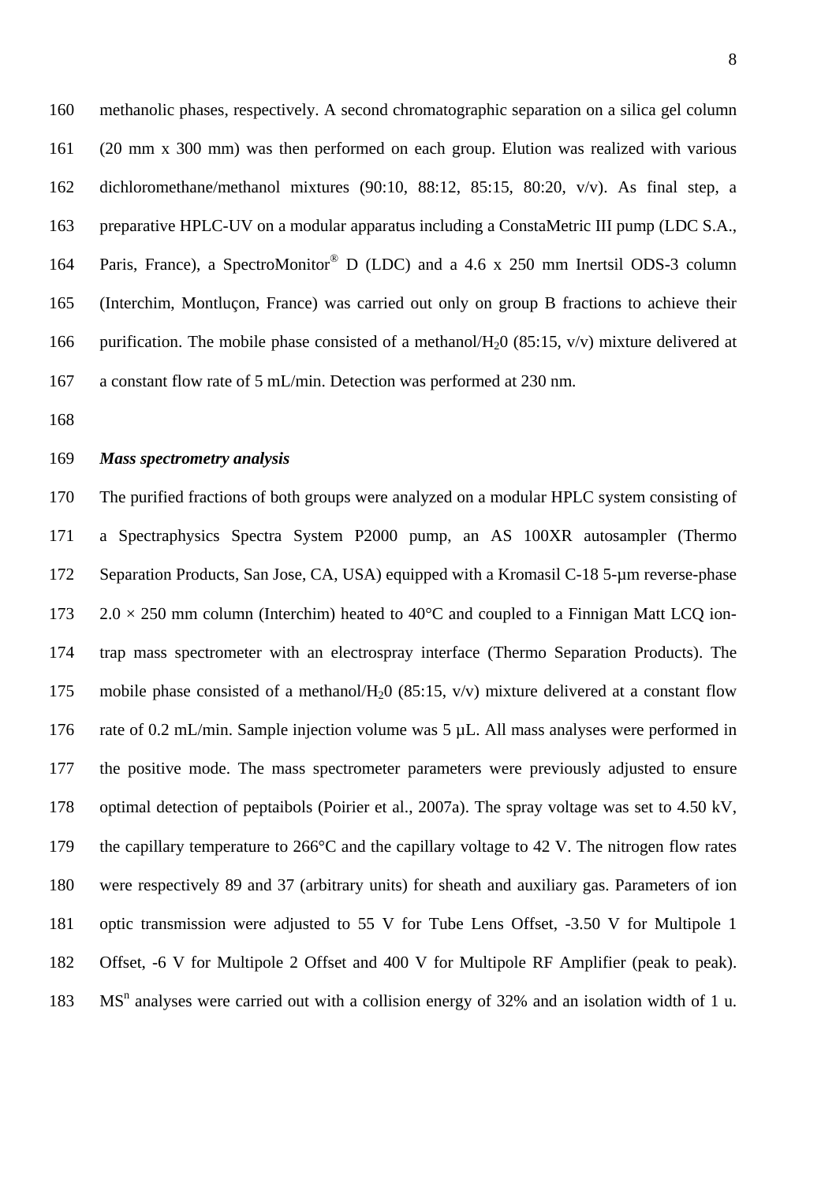methanolic phases, respectively. A second chromatographic separation on a silica gel column (20 mm x 300 mm) was then performed on each group. Elution was realized with various dichloromethane/methanol mixtures (90:10, 88:12, 85:15, 80:20, v/v). As final step, a preparative HPLC-UV on a modular apparatus including a ConstaMetric III pump (LDC S.A., Paris, France), a SpectroMonitor® D (LDC) and a 4.6 x 250 mm Inertsil ODS-3 column (Interchim, Montluçon, France) was carried out only on group B fractions to achieve their purification. The mobile phase consisted of a methanol/$H_20$ (85:15, v/v) mixture delivered at a constant flow rate of 5 mL/min. Detection was performed at 230 nm.

***Mass spectrometry analysis***

The purified fractions of both groups were analyzed on a modular HPLC system consisting of a Spectraphysics Spectra System P2000 pump, an AS 100XR autosampler (Thermo Separation Products, San Jose, CA, USA) equipped with a Kromasil C-18 5-µm reverse-phase 2.0 × 250 mm column (Interchim) heated to 40°C and coupled to a Finnigan Matt LCQ ion-trap mass spectrometer with an electrospray interface (Thermo Separation Products). The mobile phase consisted of a methanol/$H_20$ (85:15, v/v) mixture delivered at a constant flow rate of 0.2 mL/min. Sample injection volume was 5 µL. All mass analyses were performed in the positive mode. The mass spectrometer parameters were previously adjusted to ensure optimal detection of peptaibols (Poirier et al., 2007a). The spray voltage was set to 4.50 kV, the capillary temperature to 266°C and the capillary voltage to 42 V. The nitrogen flow rates were respectively 89 and 37 (arbitrary units) for sheath and auxiliary gas. Parameters of ion optic transmission were adjusted to 55 V for Tube Lens Offset, -3.50 V for Multipole 1 Offset, -6 V for Multipole 2 Offset and 400 V for Multipole RF Amplifier (peak to peak). $MS^n$ analyses were carried out with a collision energy of 32% and an isolation width of 1 u.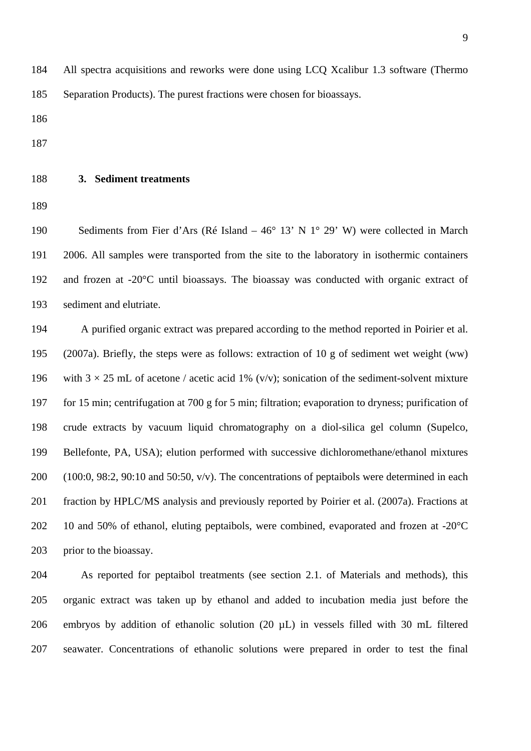All spectra acquisitions and reworks were done using LCQ Xcalibur 1.3 software (Thermo Separation Products). The purest fractions were chosen for bioassays.

## 3. Sediment treatments

Sediments from Fier d'Ars (Ré Island – 46° 13' N 1° 29' W) were collected in March 2006. All samples were transported from the site to the laboratory in isothermic containers and frozen at -20°C until bioassays. The bioassay was conducted with organic extract of sediment and elutriate.

A purified organic extract was prepared according to the method reported in Poirier et al. (2007a). Briefly, the steps were as follows: extraction of 10 g of sediment wet weight (ww) with 3 × 25 mL of acetone / acetic acid 1% (v/v); sonication of the sediment-solvent mixture for 15 min; centrifugation at 700 g for 5 min; filtration; evaporation to dryness; purification of crude extracts by vacuum liquid chromatography on a diol-silica gel column (Supelco, Bellefonte, PA, USA); elution performed with successive dichloromethane/ethanol mixtures (100:0, 98:2, 90:10 and 50:50, v/v). The concentrations of peptaibols were determined in each fraction by HPLC/MS analysis and previously reported by Poirier et al. (2007a). Fractions at 10 and 50% of ethanol, eluting peptaibols, were combined, evaporated and frozen at -20°C prior to the bioassay.

As reported for peptaibol treatments (see section 2.1. of Materials and methods), this organic extract was taken up by ethanol and added to incubation media just before the embryos by addition of ethanolic solution (20 µL) in vessels filled with 30 mL filtered seawater. Concentrations of ethanolic solutions were prepared in order to test the final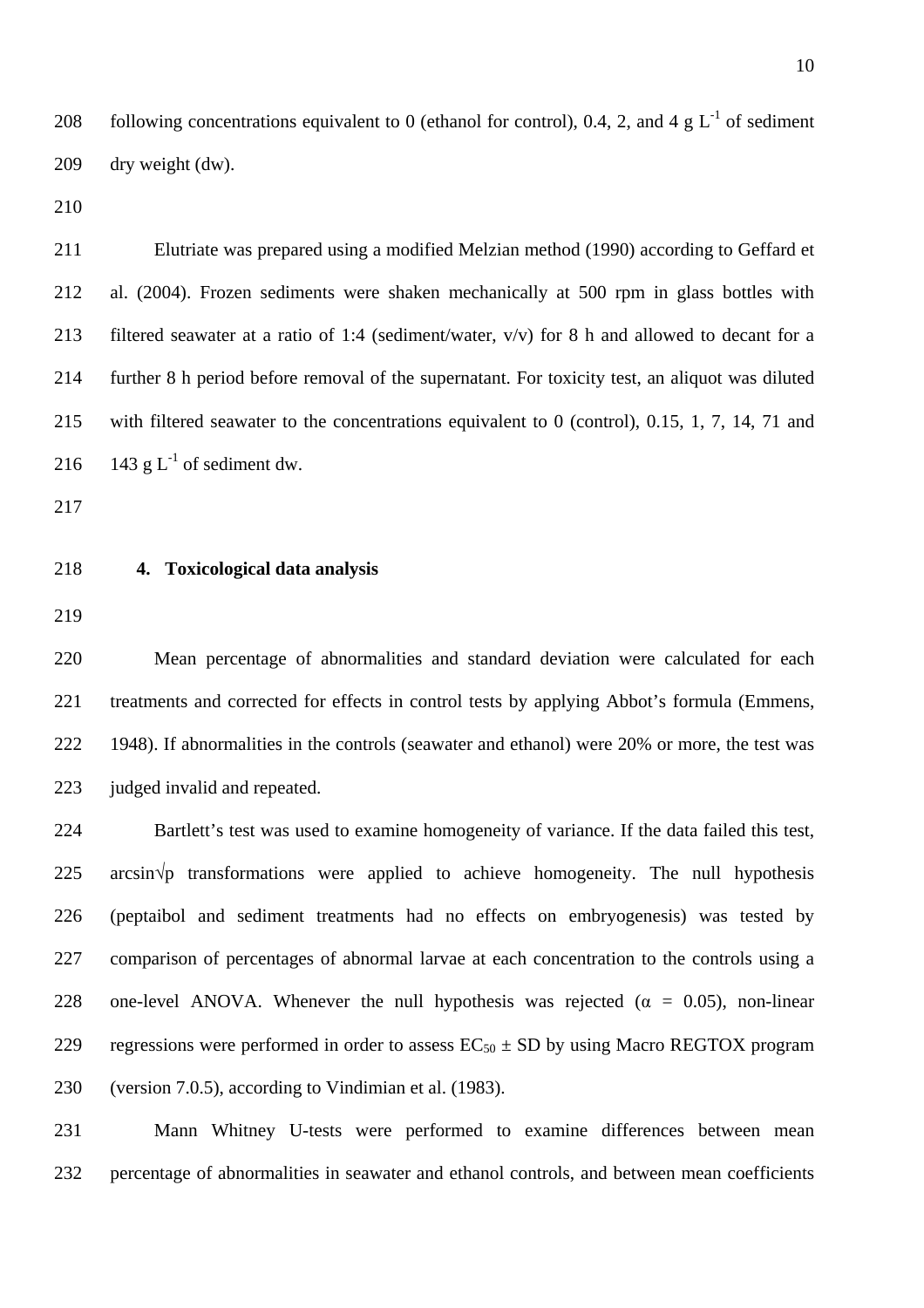following concentrations equivalent to 0 (ethanol for control), 0.4, 2, and 4 g $L^{-1}$ of sediment dry weight (dw).

Elutriate was prepared using a modified Melzian method (1990) according to Geffard et al. (2004). Frozen sediments were shaken mechanically at 500 rpm in glass bottles with filtered seawater at a ratio of 1:4 (sediment/water, v/v) for 8 h and allowed to decant for a further 8 h period before removal of the supernatant. For toxicity test, an aliquot was diluted with filtered seawater to the concentrations equivalent to 0 (control), 0.15, 1, 7, 14, 71 and 143 g $L^{-1}$ of sediment dw.

## 4. Toxicological data analysis

Mean percentage of abnormalities and standard deviation were calculated for each treatments and corrected for effects in control tests by applying Abbot's formula (Emmens, 1948). If abnormalities in the controls (seawater and ethanol) were 20% or more, the test was judged invalid and repeated.

Bartlett's test was used to examine homogeneity of variance. If the data failed this test, $\arcsin\sqrt{p}$ transformations were applied to achieve homogeneity. The null hypothesis (peptaibol and sediment treatments had no effects on embryogenesis) was tested by comparison of percentages of abnormal larvae at each concentration to the controls using a one-level ANOVA. Whenever the null hypothesis was rejected ($\alpha = 0.05$), non-linear regressions were performed in order to assess $EC_{50} \pm SD$ by using Macro REGTOX program (version 7.0.5), according to Vindimian et al. (1983).

Mann Whitney U-tests were performed to examine differences between mean percentage of abnormalities in seawater and ethanol controls, and between mean coefficients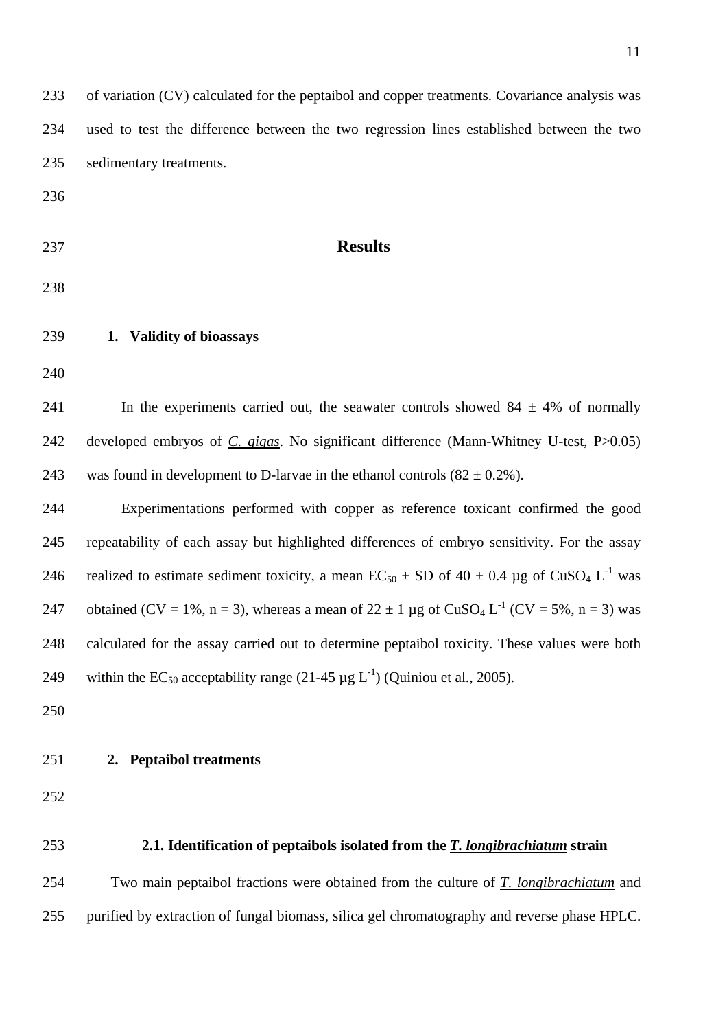of variation (CV) calculated for the peptaibol and copper treatments. Covariance analysis was used to test the difference between the two regression lines established between the two sedimentary treatments.

# Results

## 1. Validity of bioassays

In the experiments carried out, the seawater controls showed 84 ± 4% of normally developed embryos of ***C. gigas***. No significant difference (Mann-Whitney U-test, P>0.05) was found in development to D-larvae in the ethanol controls (82 ± 0.2%).

Experimentations performed with copper as reference toxicant confirmed the good repeatability of each assay but highlighted differences of embryo sensitivity. For the assay realized to estimate sediment toxicity, a mean $EC_{50}$ ± SD of 40 ± 0.4 µg of $CuSO_4$ $L^{-1}$ was obtained (CV = 1%, n = 3), whereas a mean of 22 ± 1 µg of $CuSO_4$ $L^{-1}$ (CV = 5%, n = 3) was calculated for the assay carried out to determine peptaibol toxicity. These values were both within the $EC_{50}$ acceptability range (21-45 µg $L^{-1}$) (Quiniou et al., 2005).

## 2. Peptaibol treatments

### 2.1. Identification of peptaibols isolated from the *T. longibrachiatum* strain

Two main peptaibol fractions were obtained from the culture of ***T. longibrachiatum*** and purified by extraction of fungal biomass, silica gel chromatography and reverse phase HPLC.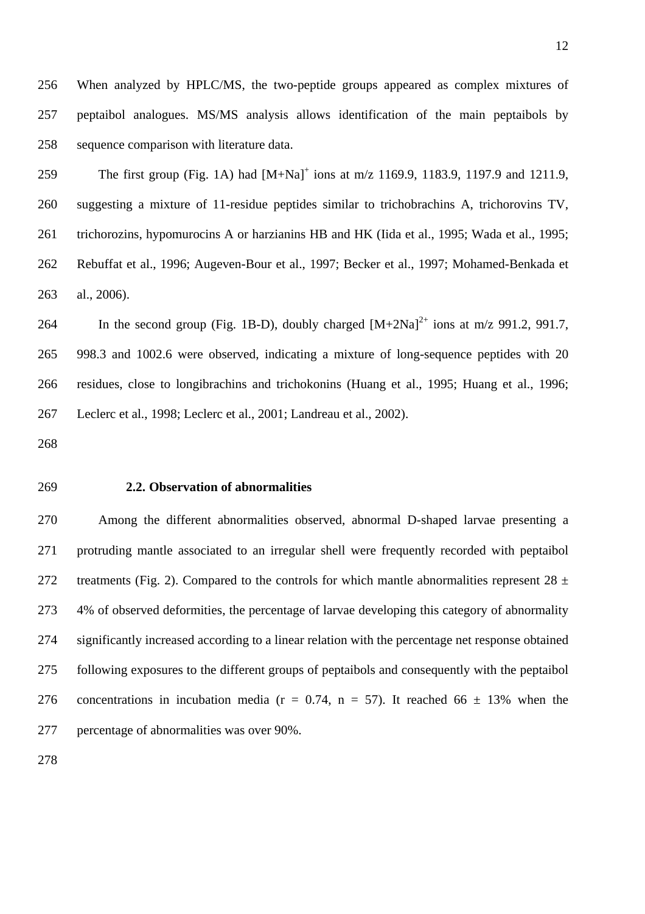When analyzed by HPLC/MS, the two-peptide groups appeared as complex mixtures of peptaibol analogues. MS/MS analysis allows identification of the main peptaibols by sequence comparison with literature data.

The first group (Fig. 1A) had $[M+Na]^+$ ions at m/z 1169.9, 1183.9, 1197.9 and 1211.9, suggesting a mixture of 11-residue peptides similar to trichobrachins A, trichorovins TV, trichorozins, hypomurocins A or harzianins HB and HK (Iida et al., 1995; Wada et al., 1995; Rebuffat et al., 1996; Augeven-Bour et al., 1997; Becker et al., 1997; Mohamed-Benkada et al., 2006).

In the second group (Fig. 1B-D), doubly charged $[M+2Na]^{2+}$ ions at m/z 991.2, 991.7, 998.3 and 1002.6 were observed, indicating a mixture of long-sequence peptides with 20 residues, close to longibrachins and trichokonins (Huang et al., 1995; Huang et al., 1996; Leclerc et al., 1998; Leclerc et al., 2001; Landreau et al., 2002).

### 2.2. Observation of abnormalities

Among the different abnormalities observed, abnormal D-shaped larvae presenting a protruding mantle associated to an irregular shell were frequently recorded with peptaibol treatments (Fig. 2). Compared to the controls for which mantle abnormalities represent 28 ± 4% of observed deformities, the percentage of larvae developing this category of abnormality significantly increased according to a linear relation with the percentage net response obtained following exposures to the different groups of peptaibols and consequently with the peptaibol concentrations in incubation media ($r = 0.74$, $n = 57$). It reached 66 ± 13% when the percentage of abnormalities was over 90%.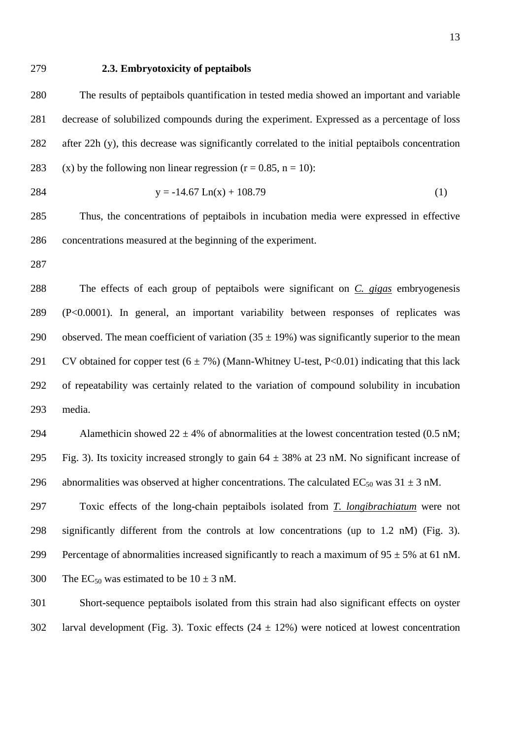### 2.3. Embryotoxicity of peptaibols

The results of peptaibols quantification in tested media showed an important and variable decrease of solubilized compounds during the experiment. Expressed as a percentage of loss after 22h (y), this decrease was significantly correlated to the initial peptaibols concentration (x) by the following non linear regression ($r = 0.85$, $n = 10$):

$$y = -14.67 \, \mathrm{Ln}(x) + 108.79 \qquad (1)$$

Thus, the concentrations of peptaibols in incubation media were expressed in effective concentrations measured at the beginning of the experiment.

The effects of each group of peptaibols were significant on *C. gigas* embryogenesis ($P<0.0001$). In general, an important variability between responses of replicates was observed. The mean coefficient of variation ($35 \pm 19\%$) was significantly superior to the mean CV obtained for copper test ($6 \pm 7\%$) (Mann-Whitney U-test, $P<0.01$) indicating that this lack of repeatability was certainly related to the variation of compound solubility in incubation media.

Alamethicin showed $22 \pm 4\%$ of abnormalities at the lowest concentration tested (0.5 nM; Fig. 3). Its toxicity increased strongly to gain $64 \pm 38\%$ at 23 nM. No significant increase of abnormalities was observed at higher concentrations. The calculated $EC_{50}$ was $31 \pm 3$ nM.

Toxic effects of the long-chain peptaibols isolated from *T. longibrachiatum* were not significantly different from the controls at low concentrations (up to 1.2 nM) (Fig. 3). Percentage of abnormalities increased significantly to reach a maximum of $95 \pm 5\%$ at 61 nM. The $EC_{50}$ was estimated to be $10 \pm 3$ nM.

Short-sequence peptaibols isolated from this strain had also significant effects on oyster larval development (Fig. 3). Toxic effects ($24 \pm 12\%$) were noticed at lowest concentration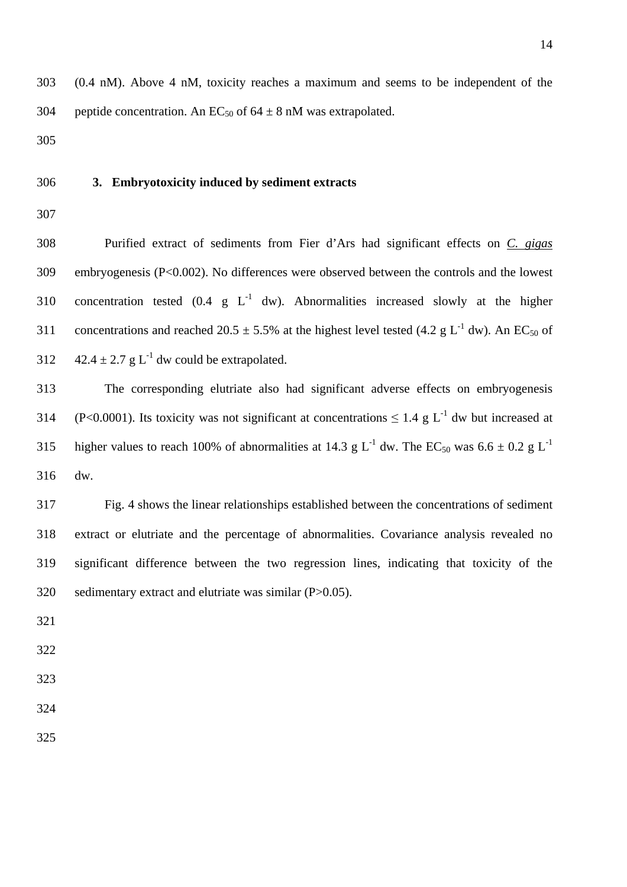(0.4 nM). Above 4 nM, toxicity reaches a maximum and seems to be independent of the peptide concentration. An $EC_{50}$ of 64 ± 8 nM was extrapolated.

## 3. Embryotoxicity induced by sediment extracts

Purified extract of sediments from Fier d'Ars had significant effects on *C. gigas* embryogenesis ($P<0.002$). No differences were observed between the controls and the lowest concentration tested (0.4 g $L^{-1}$ dw). Abnormalities increased slowly at the higher concentrations and reached 20.5 ± 5.5% at the highest level tested (4.2 g $L^{-1}$ dw). An $EC_{50}$ of 42.4 ± 2.7 g $L^{-1}$ dw could be extrapolated.

The corresponding elutriate also had significant adverse effects on embryogenesis ($P<0.0001$). Its toxicity was not significant at concentrations ≤ 1.4 g $L^{-1}$ dw but increased at higher values to reach 100% of abnormalities at 14.3 g $L^{-1}$ dw. The $EC_{50}$ was 6.6 ± 0.2 g $L^{-1}$ dw.

Fig. 4 shows the linear relationships established between the concentrations of sediment extract or elutriate and the percentage of abnormalities. Covariance analysis revealed no significant difference between the two regression lines, indicating that toxicity of the sedimentary extract and elutriate was similar ($P>0.05$).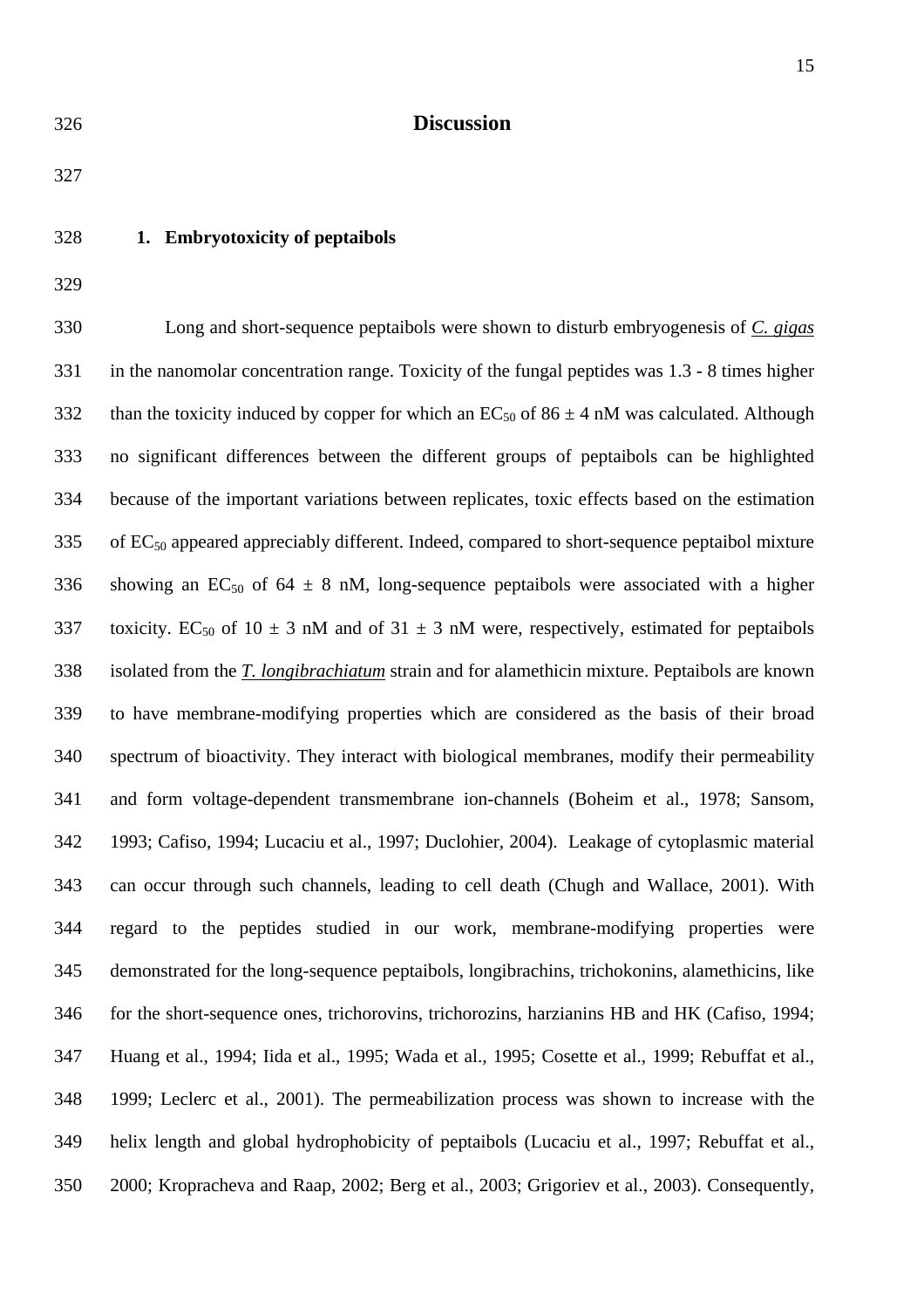# Discussion

## 1. Embryotoxicity of peptaibols

Long and short-sequence peptaibols were shown to disturb embryogenesis of *C. gigas* in the nanomolar concentration range. Toxicity of the fungal peptides was 1.3 - 8 times higher than the toxicity induced by copper for which an $EC_{50}$ of 86 ± 4 nM was calculated. Although no significant differences between the different groups of peptaibols can be highlighted because of the important variations between replicates, toxic effects based on the estimation of $EC_{50}$ appeared appreciably different. Indeed, compared to short-sequence peptaibol mixture showing an $EC_{50}$ of 64 ± 8 nM, long-sequence peptaibols were associated with a higher toxicity. $EC_{50}$ of 10 ± 3 nM and of 31 ± 3 nM were, respectively, estimated for peptaibols isolated from the ***T. longibrachiatum*** strain and for alamethicin mixture. Peptaibols are known to have membrane-modifying properties which are considered as the basis of their broad spectrum of bioactivity. They interact with biological membranes, modify their permeability and form voltage-dependent transmembrane ion-channels (Boheim et al., 1978; Sansom, 1993; Cafiso, 1994; Lucaciu et al., 1997; Duclohier, 2004). Leakage of cytoplasmic material can occur through such channels, leading to cell death (Chugh and Wallace, 2001). With regard to the peptides studied in our work, membrane-modifying properties were demonstrated for the long-sequence peptaibols, longibrachins, trichokonins, alamethicins, like for the short-sequence ones, trichorovins, trichorozins, harzianins HB and HK (Cafiso, 1994; Huang et al., 1994; Iida et al., 1995; Wada et al., 1995; Cosette et al., 1999; Rebuffat et al., 1999; Leclerc et al., 2001). The permeabilization process was shown to increase with the helix length and global hydrophobicity of peptaibols (Lucaciu et al., 1997; Rebuffat et al., 2000; Kropracheva and Raap, 2002; Berg et al., 2003; Grigoriev et al., 2003). Consequently,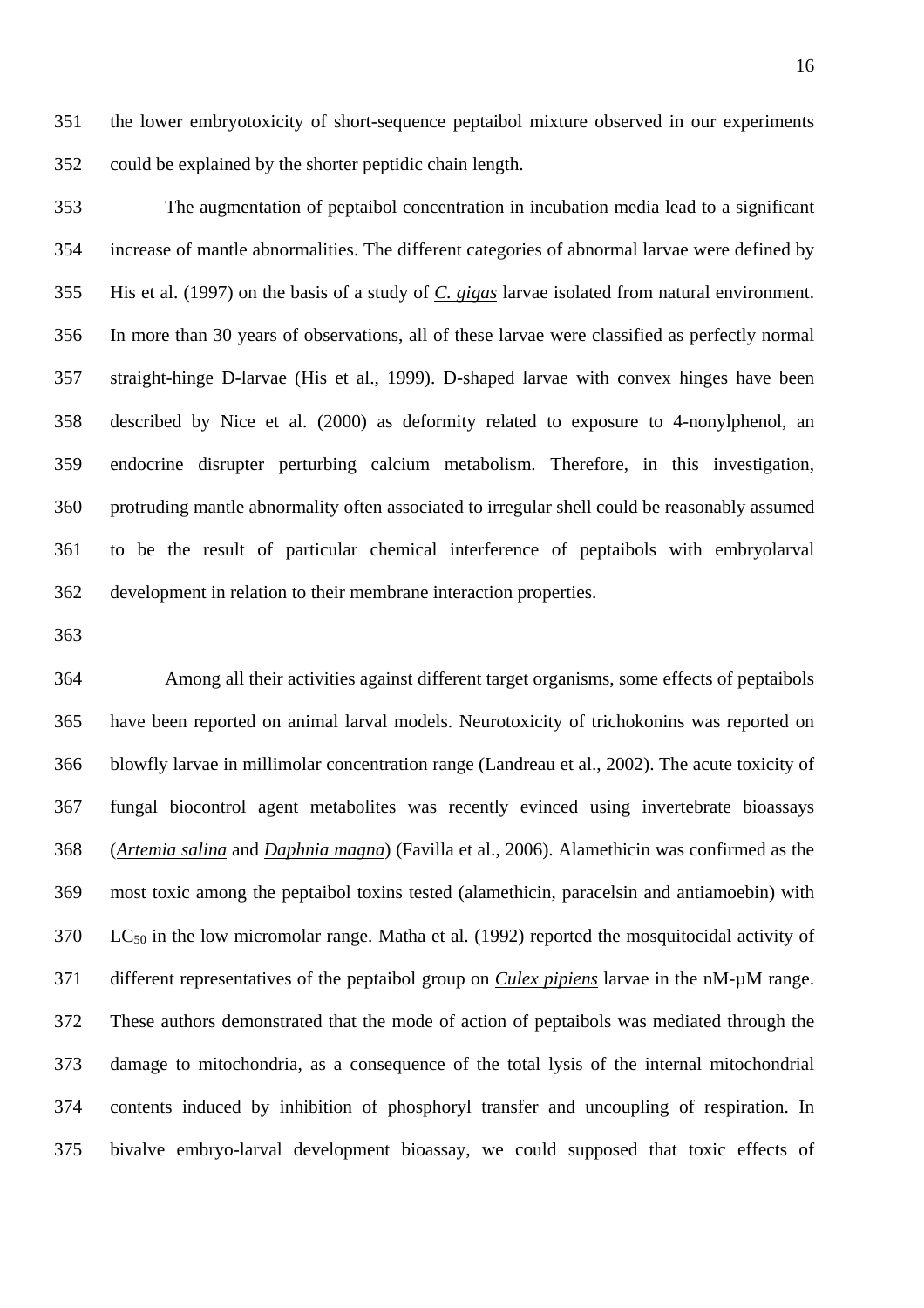the lower embryotoxicity of short-sequence peptaibol mixture observed in our experiments could be explained by the shorter peptidic chain length.

The augmentation of peptaibol concentration in incubation media lead to a significant increase of mantle abnormalities. The different categories of abnormal larvae were defined by His et al. (1997) on the basis of a study of *C. gigas* larvae isolated from natural environment. In more than 30 years of observations, all of these larvae were classified as perfectly normal straight-hinge D-larvae (His et al., 1999). D-shaped larvae with convex hinges have been described by Nice et al. (2000) as deformity related to exposure to 4-nonylphenol, an endocrine disrupter perturbing calcium metabolism. Therefore, in this investigation, protruding mantle abnormality often associated to irregular shell could be reasonably assumed to be the result of particular chemical interference of peptaibols with embryolarval development in relation to their membrane interaction properties.

Among all their activities against different target organisms, some effects of peptaibols have been reported on animal larval models. Neurotoxicity of trichokonins was reported on blowfly larvae in millimolar concentration range (Landreau et al., 2002). The acute toxicity of fungal biocontrol agent metabolites was recently evinced using invertebrate bioassays (*Artemia salina* and *Daphnia magna*) (Favilla et al., 2006). Alamethicin was confirmed as the most toxic among the peptaibol toxins tested (alamethicin, paracelsin and antiamoebin) with $LC_{50}$ in the low micromolar range. Matha et al. (1992) reported the mosquitocidal activity of different representatives of the peptaibol group on *Culex pipiens* larvae in the nM-µM range. These authors demonstrated that the mode of action of peptaibols was mediated through the damage to mitochondria, as a consequence of the total lysis of the internal mitochondrial contents induced by inhibition of phosphoryl transfer and uncoupling of respiration. In bivalve embryo-larval development bioassay, we could supposed that toxic effects of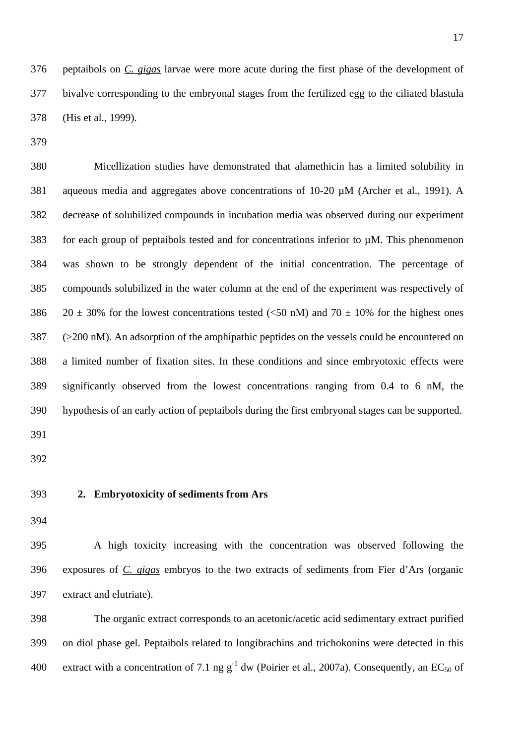peptaibols on *C. gigas* larvae were more acute during the first phase of the development of bivalve corresponding to the embryonal stages from the fertilized egg to the ciliated blastula (His et al., 1999).

Micellization studies have demonstrated that alamethicin has a limited solubility in aqueous media and aggregates above concentrations of 10-20 µM (Archer et al., 1991). A decrease of solubilized compounds in incubation media was observed during our experiment for each group of peptaibols tested and for concentrations inferior to µM. This phenomenon was shown to be strongly dependent of the initial concentration. The percentage of compounds solubilized in the water column at the end of the experiment was respectively of 20 ± 30% for the lowest concentrations tested (<50 nM) and 70 ± 10% for the highest ones (>200 nM). An adsorption of the amphipathic peptides on the vessels could be encountered on a limited number of fixation sites. In these conditions and since embryotoxic effects were significantly observed from the lowest concentrations ranging from 0.4 to 6 nM, the hypothesis of an early action of peptaibols during the first embryonal stages can be supported.

## 2. Embryotoxicity of sediments from Ars

A high toxicity increasing with the concentration was observed following the exposures of *C. gigas* embryos to the two extracts of sediments from Fier d'Ars (organic extract and elutriate).

The organic extract corresponds to an acetonic/acetic acid sedimentary extract purified on diol phase gel. Peptaibols related to longibrachins and trichokonins were detected in this extract with a concentration of 7.1 ng $g^{-1}$ dw (Poirier et al., 2007a). Consequently, an $EC_{50}$ of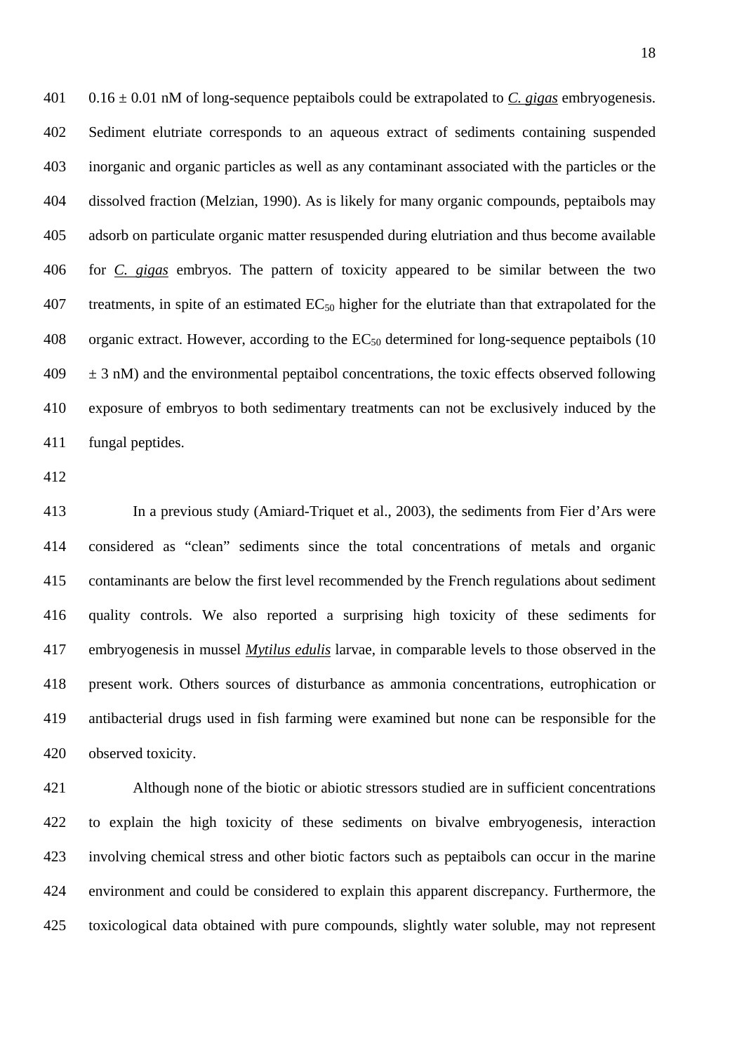$0.16 \pm 0.01$ nM of long-sequence peptaibols could be extrapolated to *C. gigas* embryogenesis. Sediment elutriate corresponds to an aqueous extract of sediments containing suspended inorganic and organic particles as well as any contaminant associated with the particles or the dissolved fraction (Melzian, 1990). As is likely for many organic compounds, peptaibols may adsorb on particulate organic matter resuspended during elutriation and thus become available for *C. gigas* embryos. The pattern of toxicity appeared to be similar between the two treatments, in spite of an estimated $EC_{50}$ higher for the elutriate than that extrapolated for the organic extract. However, according to the $EC_{50}$ determined for long-sequence peptaibols ($10 \pm 3$ nM) and the environmental peptaibol concentrations, the toxic effects observed following exposure of embryos to both sedimentary treatments can not be exclusively induced by the fungal peptides.

In a previous study (Amiard-Triquet et al., 2003), the sediments from Fier d'Ars were considered as "clean" sediments since the total concentrations of metals and organic contaminants are below the first level recommended by the French regulations about sediment quality controls. We also reported a surprising high toxicity of these sediments for embryogenesis in mussel *Mytilus edulis* larvae, in comparable levels to those observed in the present work. Others sources of disturbance as ammonia concentrations, eutrophication or antibacterial drugs used in fish farming were examined but none can be responsible for the observed toxicity.

Although none of the biotic or abiotic stressors studied are in sufficient concentrations to explain the high toxicity of these sediments on bivalve embryogenesis, interaction involving chemical stress and other biotic factors such as peptaibols can occur in the marine environment and could be considered to explain this apparent discrepancy. Furthermore, the toxicological data obtained with pure compounds, slightly water soluble, may not represent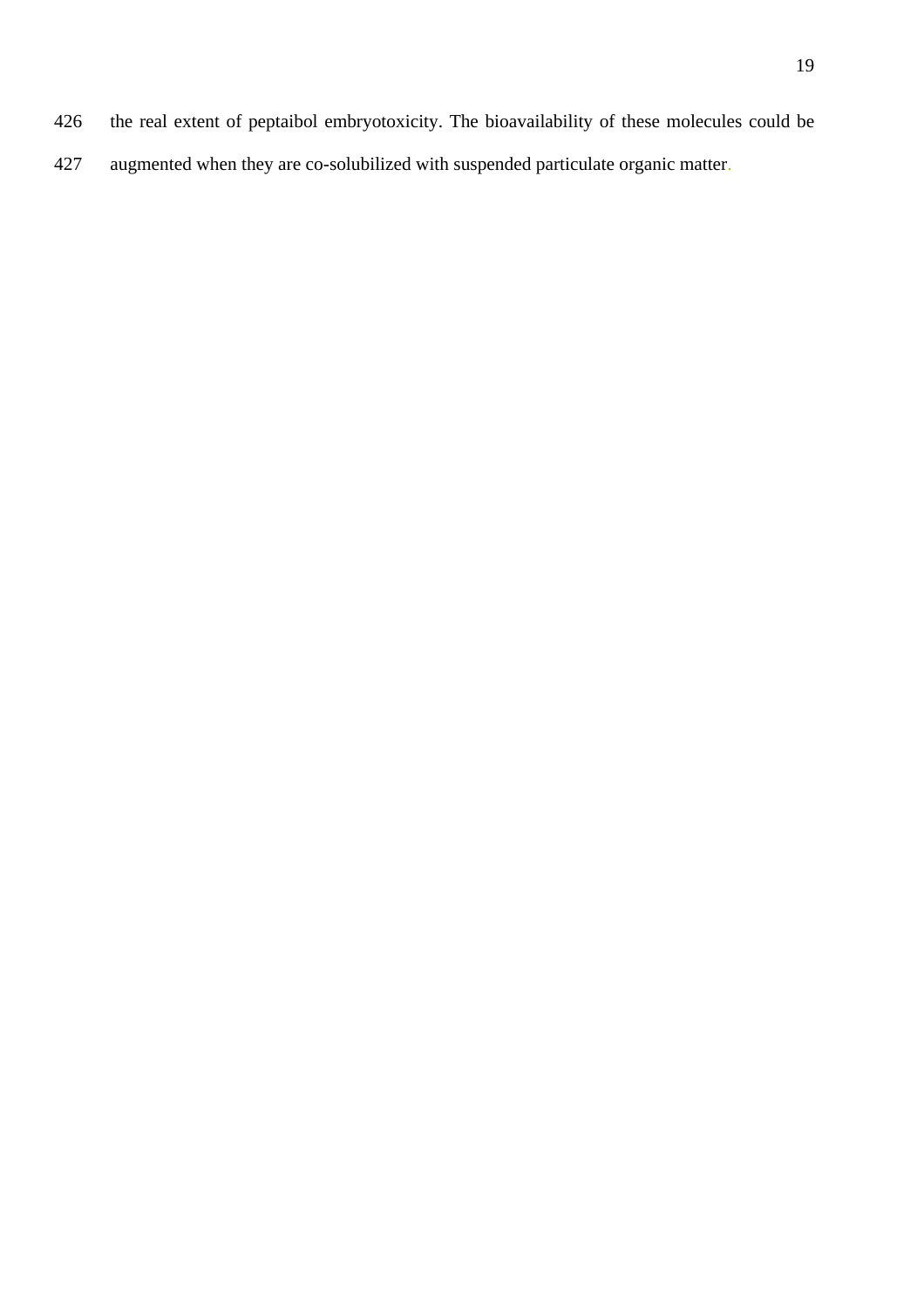the real extent of peptaibol embryotoxicity. The bioavailability of these molecules could be augmented when they are co-solubilized with suspended particulate organic matter.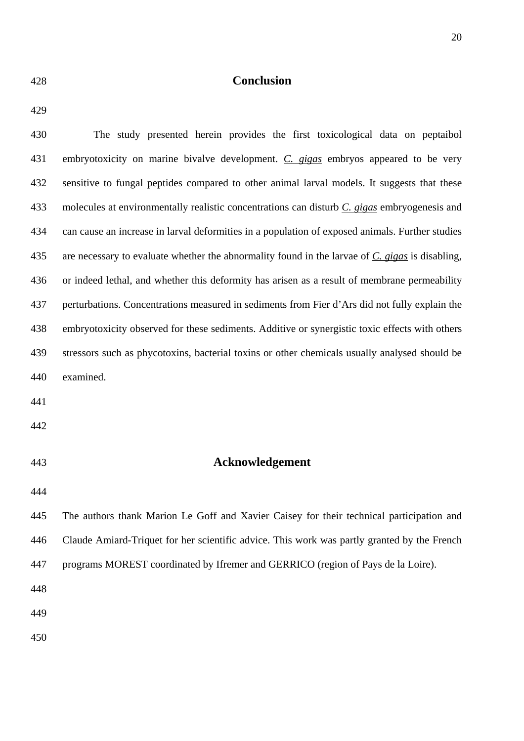## Conclusion

The study presented herein provides the first toxicological data on peptaibol embryotoxicity on marine bivalve development. *C. gigas* embryos appeared to be very sensitive to fungal peptides compared to other animal larval models. It suggests that these molecules at environmentally realistic concentrations can disturb *C. gigas* embryogenesis and can cause an increase in larval deformities in a population of exposed animals. Further studies are necessary to evaluate whether the abnormality found in the larvae of *C. gigas* is disabling, or indeed lethal, and whether this deformity has arisen as a result of membrane permeability perturbations. Concentrations measured in sediments from Fier d'Ars did not fully explain the embryotoxicity observed for these sediments. Additive or synergistic toxic effects with others stressors such as phycotoxins, bacterial toxins or other chemicals usually analysed should be examined.

## Acknowledgement

The authors thank Marion Le Goff and Xavier Caisey for their technical participation and Claude Amiard-Triquet for her scientific advice. This work was partly granted by the French programs MOREST coordinated by Ifremer and GERRICO (region of Pays de la Loire).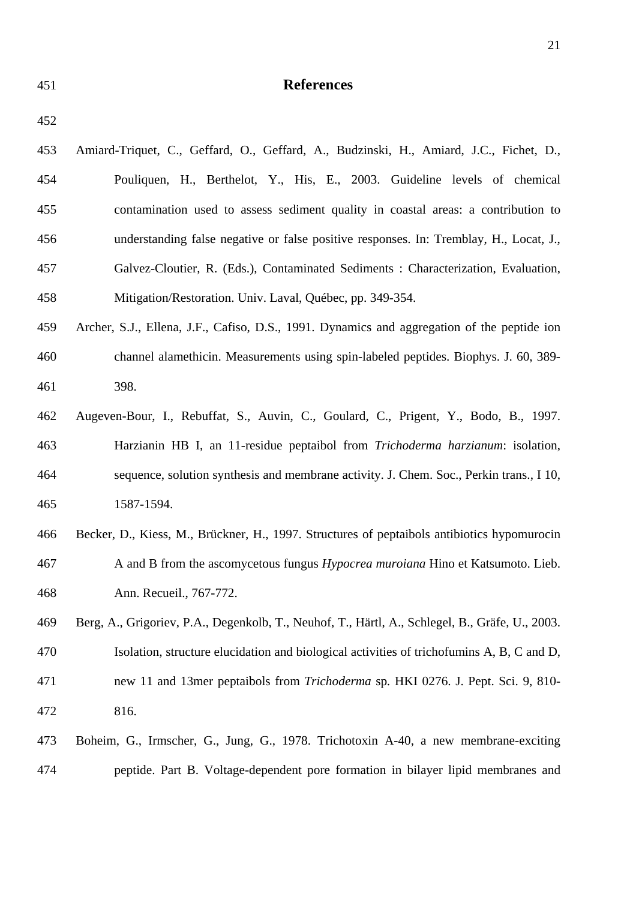# References

Amiard-Triquet, C., Geffard, O., Geffard, A., Budzinski, H., Amiard, J.C., Fichet, D., Pouliquen, H., Berthelot, Y., His, E., 2003. Guideline levels of chemical contamination used to assess sediment quality in coastal areas: a contribution to understanding false negative or false positive responses. In: Tremblay, H., Locat, J., Galvez-Cloutier, R. (Eds.), Contaminated Sediments : Characterization, Evaluation, Mitigation/Restoration. Univ. Laval, Québec, pp. 349-354.

Archer, S.J., Ellena, J.F., Cafiso, D.S., 1991. Dynamics and aggregation of the peptide ion channel alamethicin. Measurements using spin-labeled peptides. Biophys. J. 60, 389-398.

Augeven-Bour, I., Rebuffat, S., Auvin, C., Goulard, C., Prigent, Y., Bodo, B., 1997. Harzianin HB I, an 11-residue peptaibol from *Trichoderma harzianum*: isolation, sequence, solution synthesis and membrane activity. J. Chem. Soc., Perkin trans., I 10, 1587-1594.

Becker, D., Kiess, M., Brückner, H., 1997. Structures of peptaibols antibiotics hypomurocin A and B from the ascomycetous fungus *Hypocrea muroiana* Hino et Katsumoto. Lieb. Ann. Recueil., 767-772.

Berg, A., Grigoriev, P.A., Degenkolb, T., Neuhof, T., Härtl, A., Schlegel, B., Gräfe, U., 2003. Isolation, structure elucidation and biological activities of trichofumins A, B, C and D, new 11 and 13mer peptaibols from *Trichoderma* sp. HKI 0276. J. Pept. Sci. 9, 810-816.

Boheim, G., Irmscher, G., Jung, G., 1978. Trichotoxin A-40, a new membrane-exciting peptide. Part B. Voltage-dependent pore formation in bilayer lipid membranes and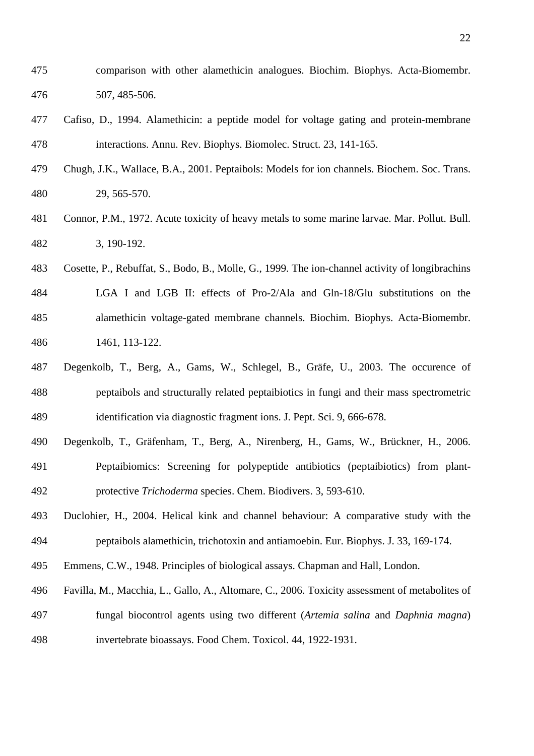comparison with other alamethicin analogues. Biochim. Biophys. Acta-Biomembr. 507, 485-506.

Cafiso, D., 1994. Alamethicin: a peptide model for voltage gating and protein-membrane interactions. Annu. Rev. Biophys. Biomolec. Struct. 23, 141-165.

Chugh, J.K., Wallace, B.A., 2001. Peptaibols: Models for ion channels. Biochem. Soc. Trans. 29, 565-570.

Connor, P.M., 1972. Acute toxicity of heavy metals to some marine larvae. Mar. Pollut. Bull. 3, 190-192.

Cosette, P., Rebuffat, S., Bodo, B., Molle, G., 1999. The ion-channel activity of longibrachins LGA I and LGB II: effects of Pro-2/Ala and Gln-18/Glu substitutions on the alamethicin voltage-gated membrane channels. Biochim. Biophys. Acta-Biomembr. 1461, 113-122.

Degenkolb, T., Berg, A., Gams, W., Schlegel, B., Gräfe, U., 2003. The occurence of peptaibols and structurally related peptaibiotics in fungi and their mass spectrometric identification via diagnostic fragment ions. J. Pept. Sci. 9, 666-678.

Degenkolb, T., Gräfenham, T., Berg, A., Nirenberg, H., Gams, W., Brückner, H., 2006. Peptaibiomics: Screening for polypeptide antibiotics (peptaibiotics) from plant-protective *Trichoderma* species. Chem. Biodivers. 3, 593-610.

Duclohier, H., 2004. Helical kink and channel behaviour: A comparative study with the peptaibols alamethicin, trichotoxin and antiamoebin. Eur. Biophys. J. 33, 169-174.

Emmens, C.W., 1948. Principles of biological assays. Chapman and Hall, London.

Favilla, M., Macchia, L., Gallo, A., Altomare, C., 2006. Toxicity assessment of metabolites of fungal biocontrol agents using two different (*Artemia salina* and *Daphnia magna*) invertebrate bioassays. Food Chem. Toxicol. 44, 1922-1931.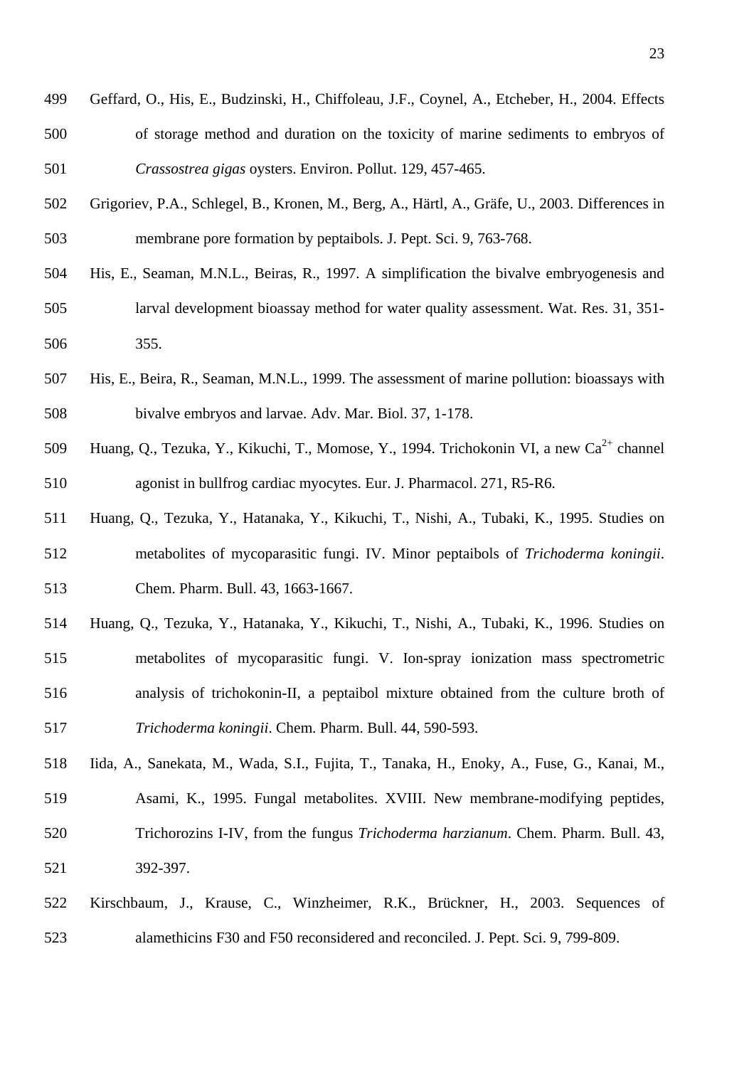Geffard, O., His, E., Budzinski, H., Chiffoleau, J.F., Coynel, A., Etcheber, H., 2004. Effects of storage method and duration on the toxicity of marine sediments to embryos of *Crassostrea gigas* oysters. Environ. Pollut. 129, 457-465.

Grigoriev, P.A., Schlegel, B., Kronen, M., Berg, A., Härtl, A., Gräfe, U., 2003. Differences in membrane pore formation by peptaibols. J. Pept. Sci. 9, 763-768.

His, E., Seaman, M.N.L., Beiras, R., 1997. A simplification the bivalve embryogenesis and larval development bioassay method for water quality assessment. Wat. Res. 31, 351-355.

His, E., Beira, R., Seaman, M.N.L., 1999. The assessment of marine pollution: bioassays with bivalve embryos and larvae. Adv. Mar. Biol. 37, 1-178.

Huang, Q., Tezuka, Y., Kikuchi, T., Momose, Y., 1994. Trichokonin VI, a new $Ca^{2+}$ channel agonist in bullfrog cardiac myocytes. Eur. J. Pharmacol. 271, R5-R6.

Huang, Q., Tezuka, Y., Hatanaka, Y., Kikuchi, T., Nishi, A., Tubaki, K., 1995. Studies on metabolites of mycoparasitic fungi. IV. Minor peptaibols of *Trichoderma koningii*. Chem. Pharm. Bull. 43, 1663-1667.

Huang, Q., Tezuka, Y., Hatanaka, Y., Kikuchi, T., Nishi, A., Tubaki, K., 1996. Studies on metabolites of mycoparasitic fungi. V. Ion-spray ionization mass spectrometric analysis of trichokonin-II, a peptaibol mixture obtained from the culture broth of *Trichoderma koningii*. Chem. Pharm. Bull. 44, 590-593.

Iida, A., Sanekata, M., Wada, S.I., Fujita, T., Tanaka, H., Enoky, A., Fuse, G., Kanai, M., Asami, K., 1995. Fungal metabolites. XVIII. New membrane-modifying peptides, Trichorozins I-IV, from the fungus *Trichoderma harzianum*. Chem. Pharm. Bull. 43, 392-397.

Kirschbaum, J., Krause, C., Winzheimer, R.K., Brückner, H., 2003. Sequences of alamethicins F30 and F50 reconsidered and reconciled. J. Pept. Sci. 9, 799-809.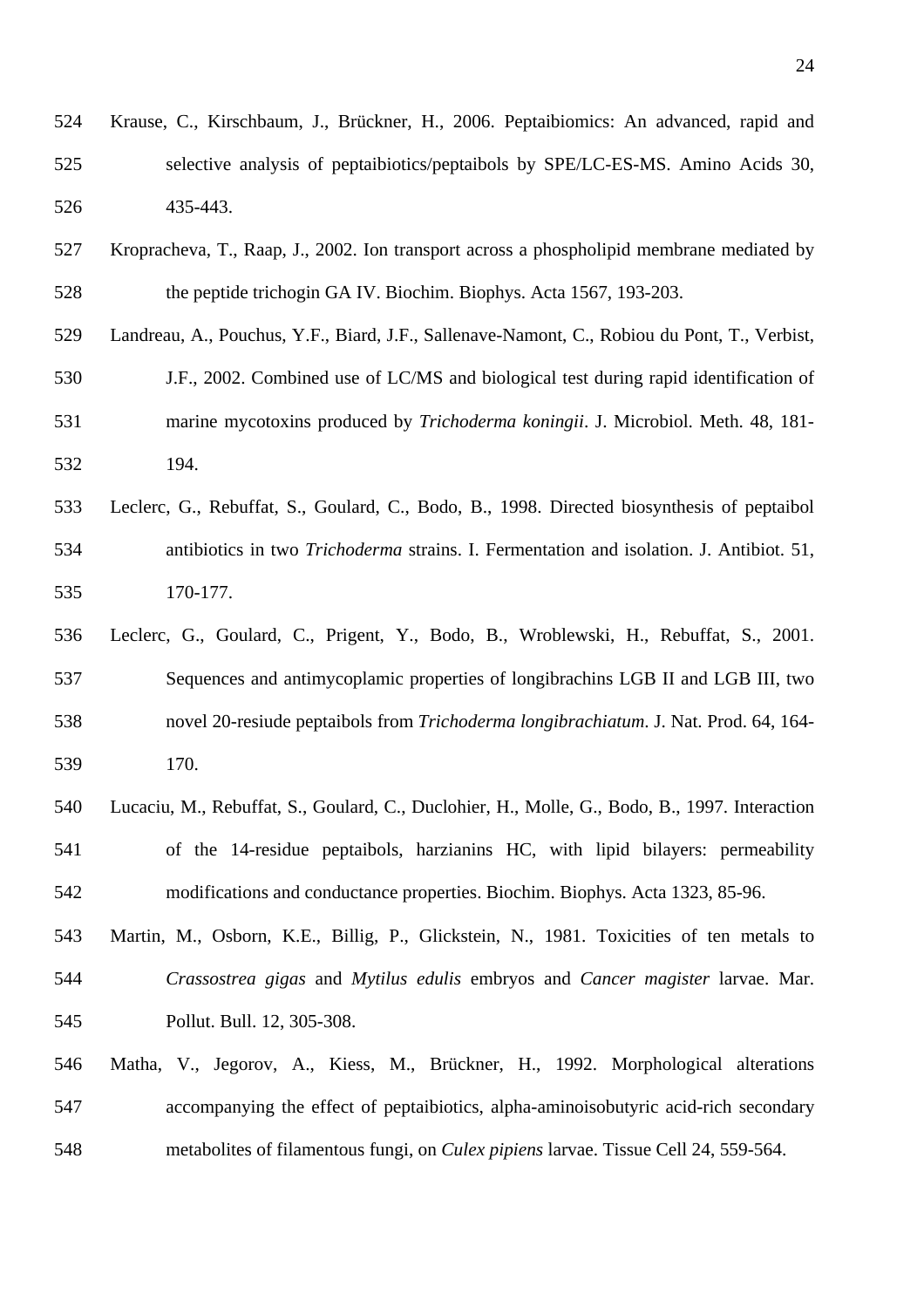Krause, C., Kirschbaum, J., Brückner, H., 2006. Peptaibiomics: An advanced, rapid and selective analysis of peptaibiotics/peptaibols by SPE/LC-ES-MS. Amino Acids 30, 435-443.

Kropacheva, T., Raap, J., 2002. Ion transport across a phospholipid membrane mediated by the peptide trichogin GA IV. Biochim. Biophys. Acta 1567, 193-203.

Landreau, A., Pouchus, Y.F., Biard, J.F., Sallenave-Namont, C., Robiou du Pont, T., Verbist, J.F., 2002. Combined use of LC/MS and biological test during rapid identification of marine mycotoxins produced by *Trichoderma koningii*. J. Microbiol. Meth. 48, 181-194.

Leclerc, G., Rebuffat, S., Goulard, C., Bodo, B., 1998. Directed biosynthesis of peptaibol antibiotics in two *Trichoderma* strains. I. Fermentation and isolation. J. Antibiot. 51, 170-177.

Leclerc, G., Goulard, C., Prigent, Y., Bodo, B., Wroblewski, H., Rebuffat, S., 2001. Sequences and antimycoplamic properties of longibrachins LGB II and LGB III, two novel 20-resiude peptaibols from *Trichoderma longibrachiatum*. J. Nat. Prod. 64, 164-170.

Lucaciu, M., Rebuffat, S., Goulard, C., Duclohier, H., Molle, G., Bodo, B., 1997. Interaction of the 14-residue peptaibols, harzianins HC, with lipid bilayers: permeability modifications and conductance properties. Biochim. Biophys. Acta 1323, 85-96.

Martin, M., Osborn, K.E., Billig, P., Glickstein, N., 1981. Toxicities of ten metals to *Crassostrea gigas* and *Mytilus edulis* embryos and *Cancer magister* larvae. Mar. Pollut. Bull. 12, 305-308.

Matha, V., Jegorov, A., Kiess, M., Brückner, H., 1992. Morphological alterations accompanying the effect of peptaibiotics, alpha-aminoisobutyric acid-rich secondary metabolites of filamentous fungi, on *Culex pipiens* larvae. Tissue Cell 24, 559-564.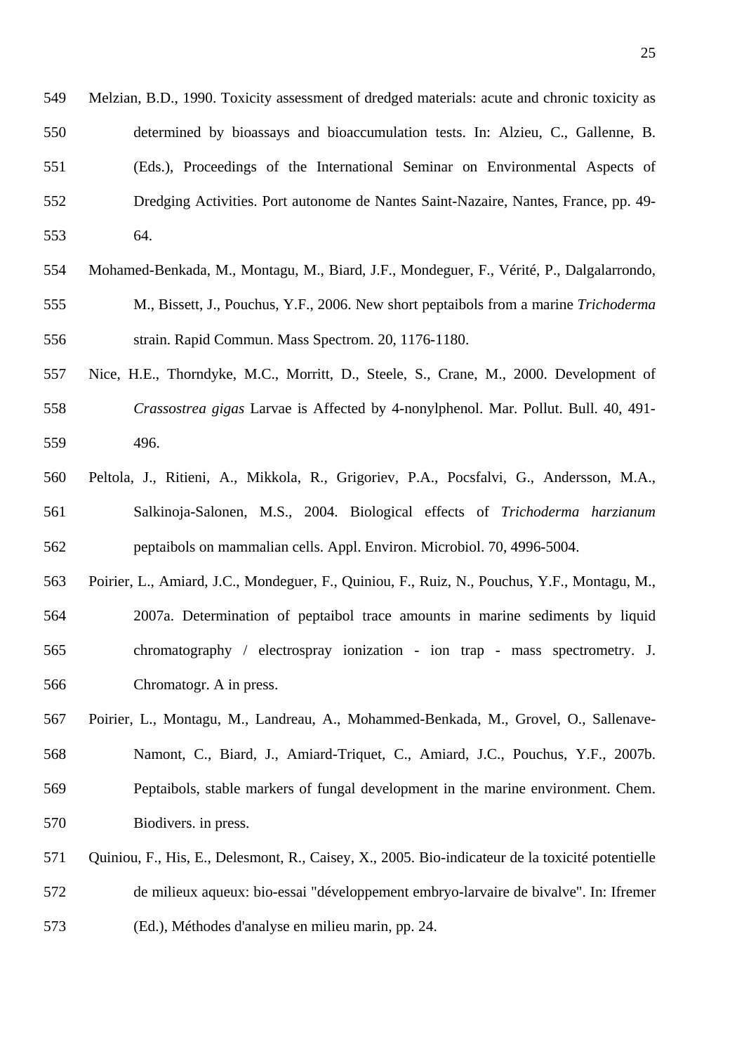Melzian, B.D., 1990. Toxicity assessment of dredged materials: acute and chronic toxicity as determined by bioassays and bioaccumulation tests. In: Alzieu, C., Gallenne, B. (Eds.), Proceedings of the International Seminar on Environmental Aspects of Dredging Activities. Port autonome de Nantes Saint-Nazaire, Nantes, France, pp. 49-64.

Mohamed-Benkada, M., Montagu, M., Biard, J.F., Mondeguer, F., Vérité, P., Dalgalarrondo, M., Bissett, J., Pouchus, Y.F., 2006. New short peptaibols from a marine *Trichoderma* strain. Rapid Commun. Mass Spectrom. 20, 1176-1180.

Nice, H.E., Thorndyke, M.C., Morritt, D., Steele, S., Crane, M., 2000. Development of *Crassostrea gigas* Larvae is Affected by 4-nonylphenol. Mar. Pollut. Bull. 40, 491-496.

Peltola, J., Ritieni, A., Mikkola, R., Grigoriev, P.A., Pocsfalvi, G., Andersson, M.A., Salkinoja-Salonen, M.S., 2004. Biological effects of *Trichoderma harzianum* peptaibols on mammalian cells. Appl. Environ. Microbiol. 70, 4996-5004.

Poirier, L., Amiard, J.C., Mondeguer, F., Quiniou, F., Ruiz, N., Pouchus, Y.F., Montagu, M., 2007a. Determination of peptaibol trace amounts in marine sediments by liquid chromatography / electrospray ionization - ion trap - mass spectrometry. J. Chromatogr. A in press.

Poirier, L., Montagu, M., Landreau, A., Mohammed-Benkada, M., Grovel, O., Sallenave-Namont, C., Biard, J., Amiard-Triquet, C., Amiard, J.C., Pouchus, Y.F., 2007b. Peptaibols, stable markers of fungal development in the marine environment. Chem. Biodivers. in press.

Quiniou, F., His, E., Delesmont, R., Caisey, X., 2005. Bio-indicateur de la toxicité potentielle de milieux aqueux: bio-essai "développement embryo-larvaire de bivalve". In: Ifremer (Ed.), Méthodes d'analyse en milieu marin, pp. 24.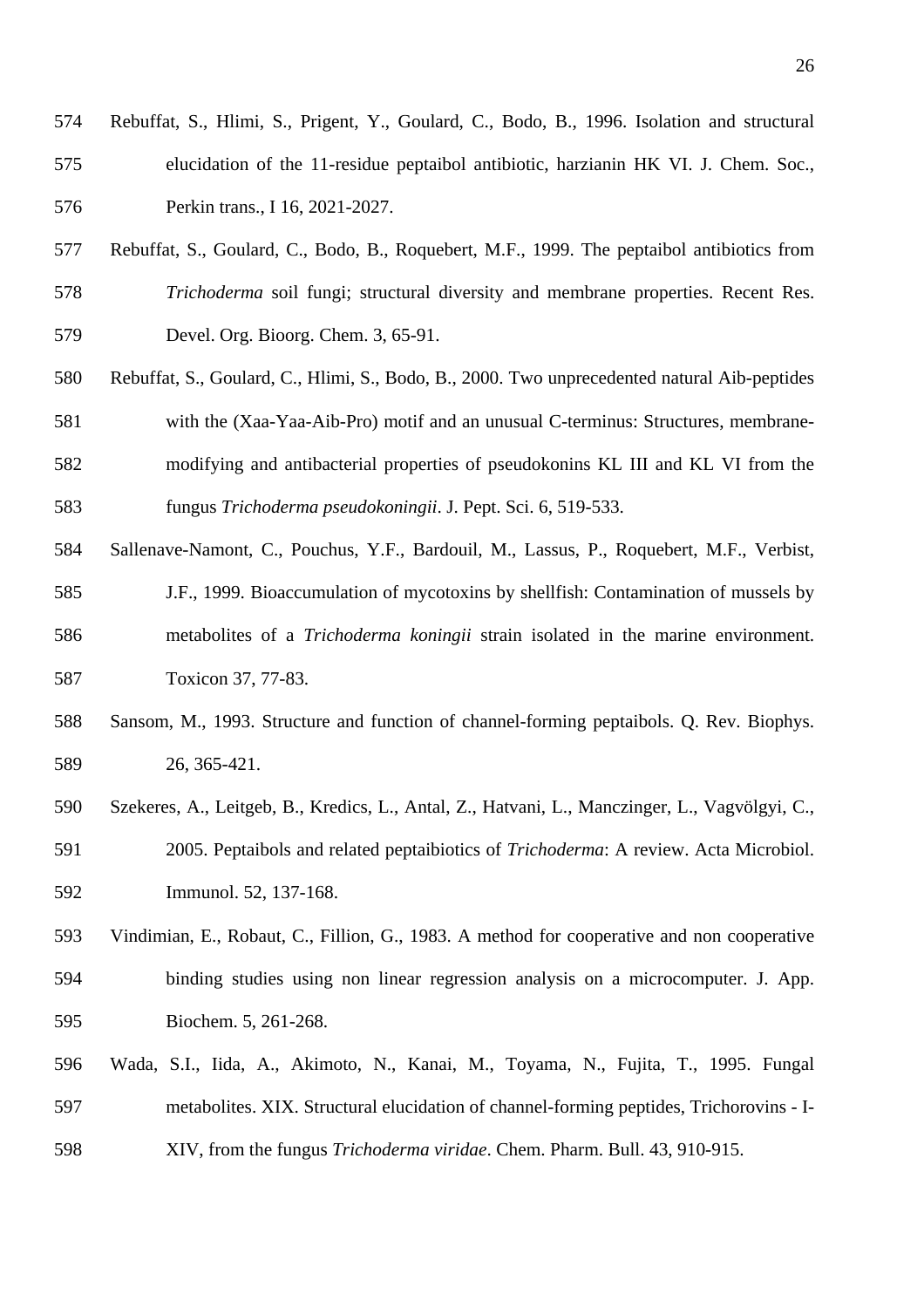574 Rebuffat, S., Hlimi, S., Prigent, Y., Goulard, C., Bodo, B., 1996. Isolation and structural
575 elucidation of the 11-residue peptaibol antibiotic, harzianin HK VI. J. Chem. Soc.,
576 Perkin trans., I 16, 2021-2027.

577 Rebuffat, S., Goulard, C., Bodo, B., Roquebert, M.F., 1999. The peptaibol antibiotics from
578 *Trichoderma* soil fungi; structural diversity and membrane properties. Recent Res.
579 Devel. Org. Bioorg. Chem. 3, 65-91.

580 Rebuffat, S., Goulard, C., Hlimi, S., Bodo, B., 2000. Two unprecedented natural Aib-peptides
581 with the (Xaa-Yaa-Aib-Pro) motif and an unusual C-terminus: Structures, membrane-
582 modifying and antibacterial properties of pseudokonins KL III and KL VI from the
583 fungus *Trichoderma pseudokoningii*. J. Pept. Sci. 6, 519-533.

584 Sallenave-Namont, C., Pouchus, Y.F., Bardouil, M., Lassus, P., Roquebert, M.F., Verbist,
585 J.F., 1999. Bioaccumulation of mycotoxins by shellfish: Contamination of mussels by
586 metabolites of a *Trichoderma koningii* strain isolated in the marine environment.
587 Toxicon 37, 77-83.

588 Sansom, M., 1993. Structure and function of channel-forming peptaibols. Q. Rev. Biophys.
589 26, 365-421.

590 Szekeres, A., Leitgeb, B., Kredics, L., Antal, Z., Hatvani, L., Manczinger, L., Vagvölgyi, C.,
591 2005. Peptaibols and related peptaibiotics of *Trichoderma*: A review. Acta Microbiol.
592 Immunol. 52, 137-168.

593 Vindimian, E., Robaut, C., Fillion, G., 1983. A method for cooperative and non cooperative
594 binding studies using non linear regression analysis on a microcomputer. J. App.
595 Biochem. 5, 261-268.

596 Wada, S.I., Iida, A., Akimoto, N., Kanai, M., Toyama, N., Fujita, T., 1995. Fungal
597 metabolites. XIX. Structural elucidation of channel-forming peptides, Trichorovins - I-
598 XIV, from the fungus *Trichoderma viridae*. Chem. Pharm. Bull. 43, 910-915.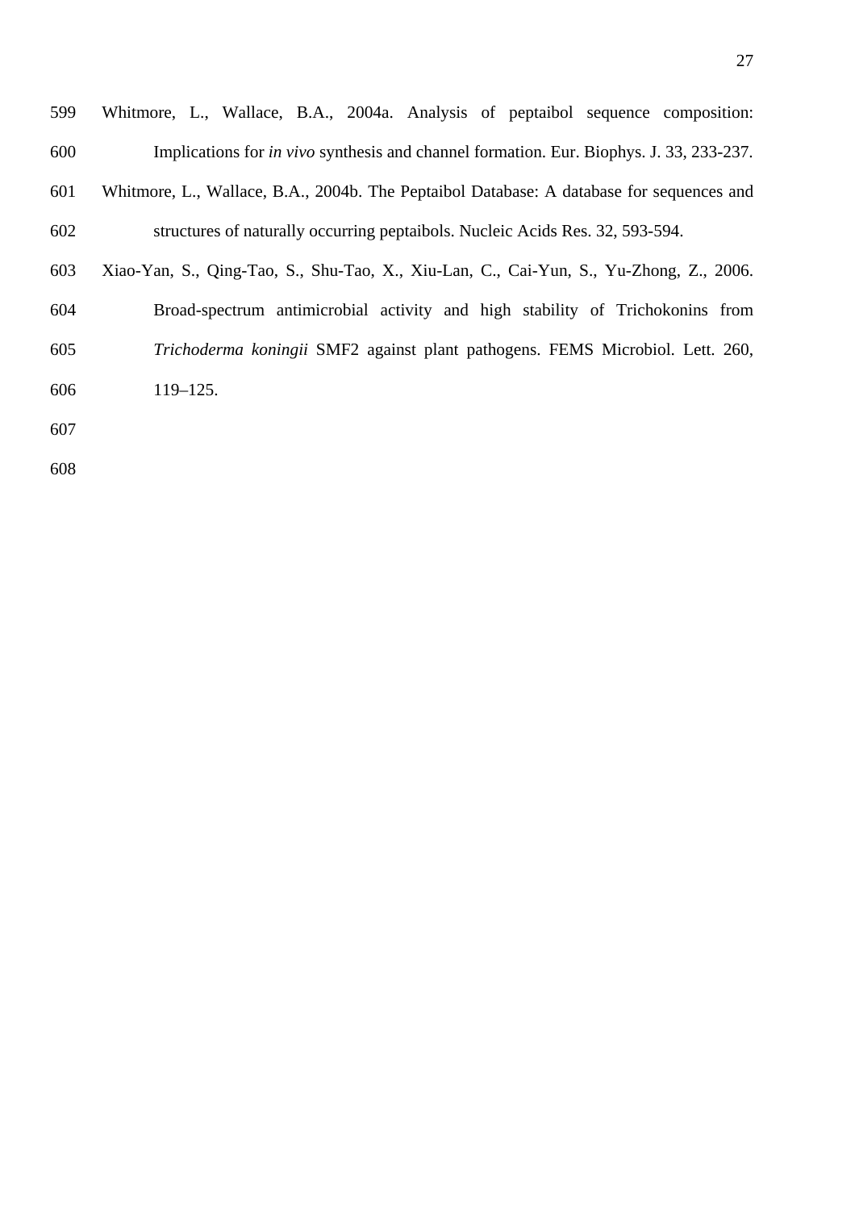Whitmore, L., Wallace, B.A., 2004a. Analysis of peptaibol sequence composition: Implications for *in vivo* synthesis and channel formation. Eur. Biophys. J. 33, 233-237.

Whitmore, L., Wallace, B.A., 2004b. The Peptaibol Database: A database for sequences and structures of naturally occurring peptaibols. Nucleic Acids Res. 32, 593-594.

Xiao-Yan, S., Qing-Tao, S., Shu-Tao, X., Xiu-Lan, C., Cai-Yun, S., Yu-Zhong, Z., 2006. Broad-spectrum antimicrobial activity and high stability of Trichokonins from *Trichoderma koningii* SMF2 against plant pathogens. FEMS Microbiol. Lett. 260, 119–125.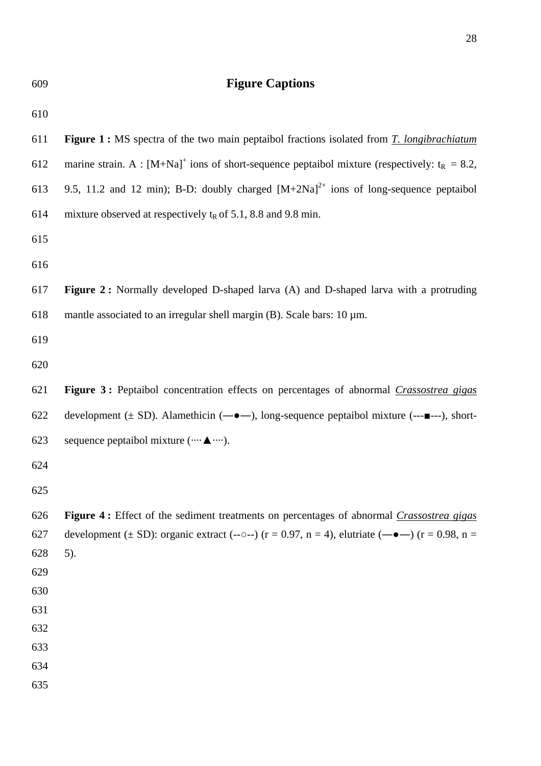# Figure Captions

**Figure 1 :** MS spectra of the two main peptaibol fractions isolated from *T. longibrachiatum* marine strain. A : $[M+Na]^+$ ions of short-sequence peptaibol mixture (respectively: $t_R$ = 8.2, 9.5, 11.2 and 12 min); B-D: doubly charged $[M+2Na]^{2+}$ ions of long-sequence peptaibol mixture observed at respectively $t_R$ of 5.1, 8.8 and 9.8 min.

**Figure 2 :** Normally developed D-shaped larva (A) and D-shaped larva with a protruding mantle associated to an irregular shell margin (B). Scale bars: 10 µm.

**Figure 3 :** Peptaibol concentration effects on percentages of abnormal *Crassostrea gigas* development (± SD). Alamethicin (—●—), long-sequence peptaibol mixture (---■---), short-sequence peptaibol mixture (····▲····).

**Figure 4 :** Effect of the sediment treatments on percentages of abnormal *Crassostrea gigas* development (± SD): organic extract (--○--) (r = 0.97, n = 4), elutriate (—●—) (r = 0.98, n = 5).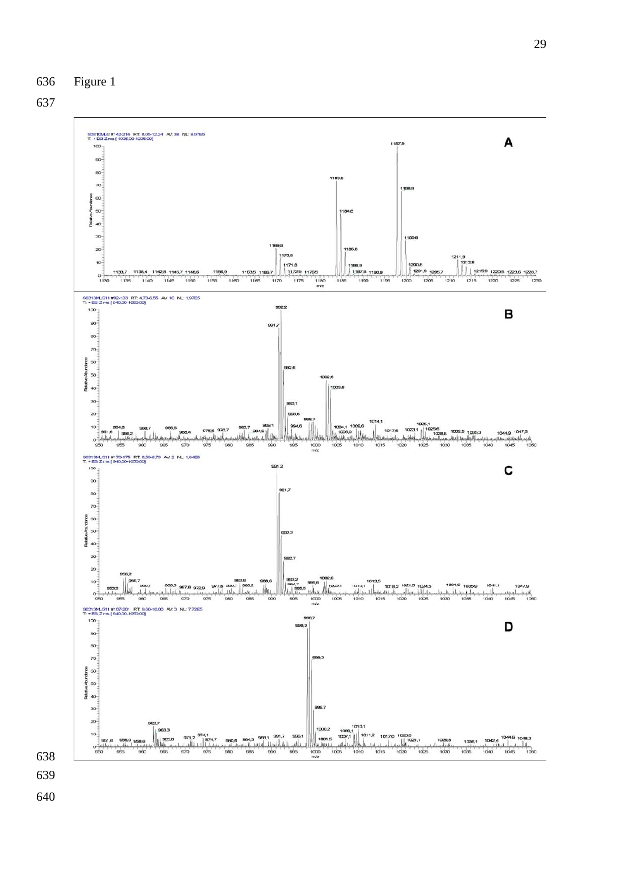Figure 1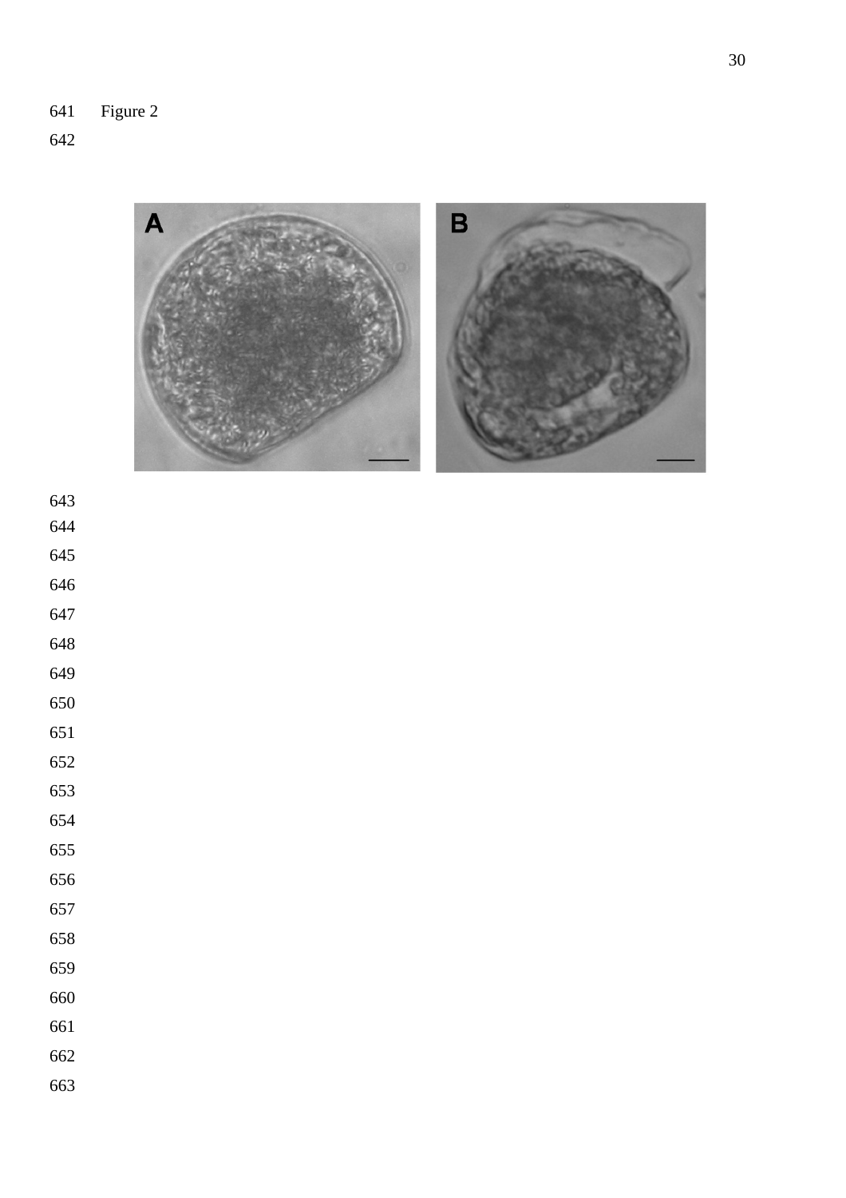Figure 2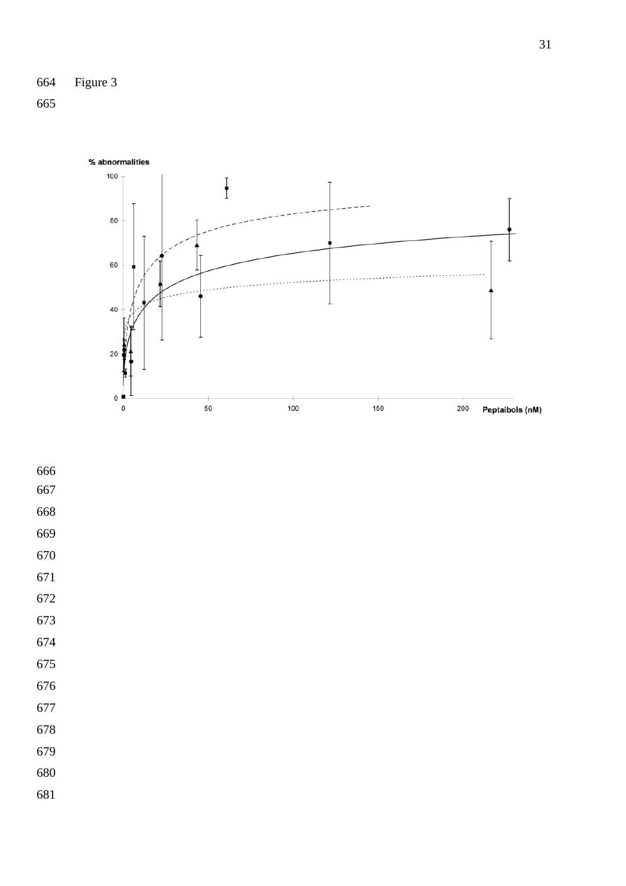664 Figure 3

665

% abnormalities

100
80
60
40
20
0

0 50 100 150 200 Peptaibols (nM)

666
667
668
669
670
671
672
673
674
675
676
677
678
679
680
681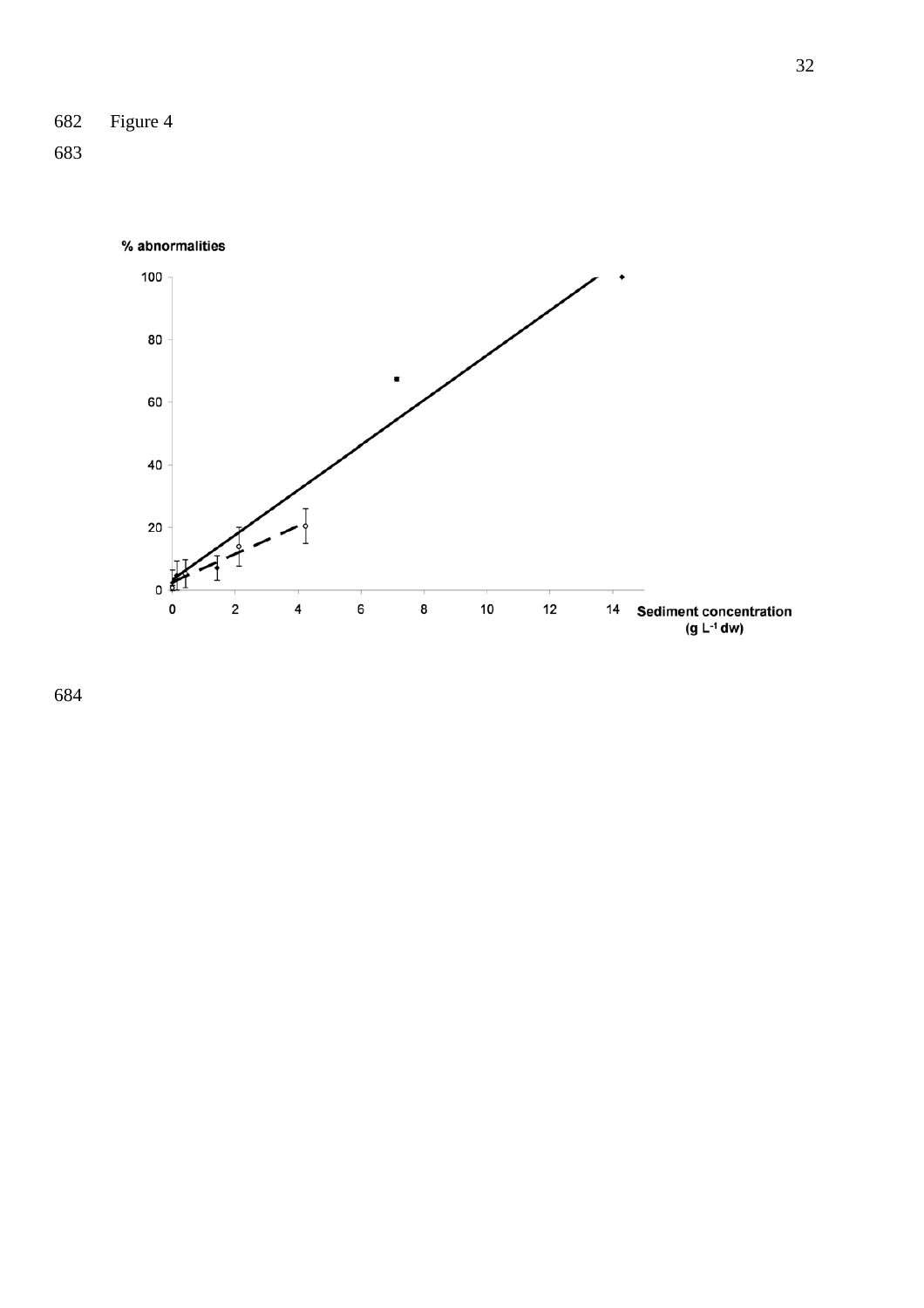Figure 4

% abnormalities

100

80

60

40

20

0

0 2 4 6 8 10 12 14

Sediment concentration (g $L^{-1}$ dw)